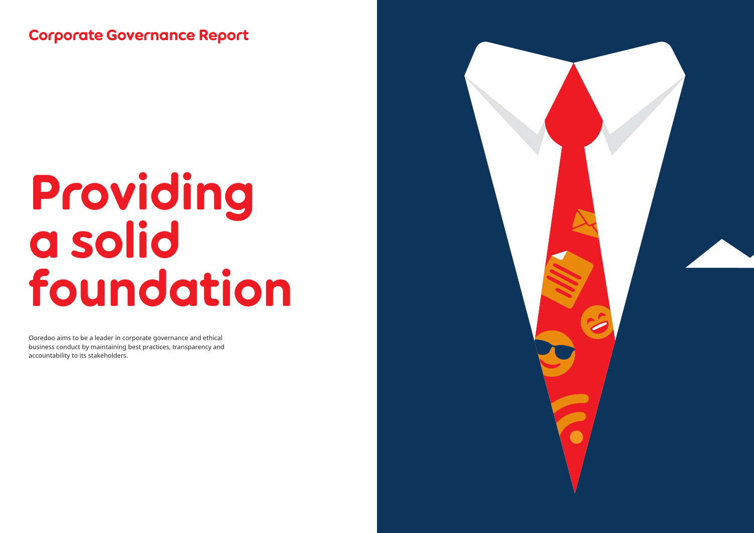Corporate Governance Report

# Providing a solid foundation

Ooredoo aims to be a leader in corporate governance and ethical business conduct by maintaining best practices, transparency and accountability to its stakeholders.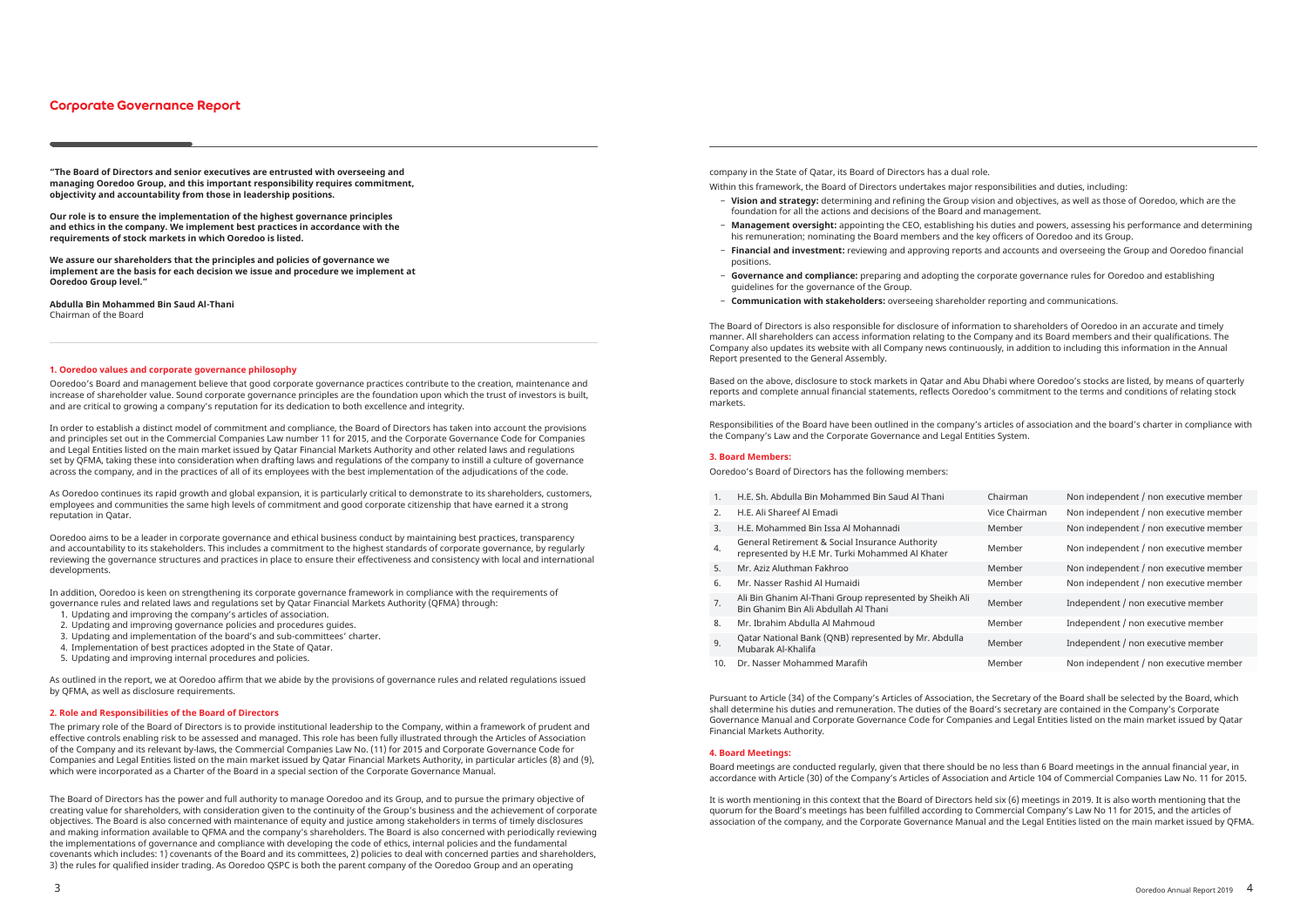# Corporate Governance Report

**"The Board of Directors and senior executives are entrusted with overseeing and managing Ooredoo Group, and this important responsibility requires commitment, objectivity and accountability from those in leadership positions.**

**Our role is to ensure the implementation of the highest governance principles and ethics in the company. We implement best practices in accordance with the requirements of stock markets in which Ooredoo is listed.**

**We assure our shareholders that the principles and policies of governance we implement are the basis for each decision we issue and procedure we implement at Ooredoo Group level."**

**Abdulla Bin Mohammed Bin Saud Al-Thani**
Chairman of the Board

## 1. Ooredoo values and corporate governance philosophy

Ooredoo's Board and management believe that good corporate governance practices contribute to the creation, maintenance and increase of shareholder value. Sound corporate governance principles are the foundation upon which the trust of investors is built, and are critical to growing a company's reputation for its dedication to both excellence and integrity.

In order to establish a distinct model of commitment and compliance, the Board of Directors has taken into account the provisions and principles set out in the Commercial Companies Law number 11 for 2015, and the Corporate Governance Code for Companies and Legal Entities listed on the main market issued by Qatar Financial Markets Authority and other related laws and regulations set by QFMA, taking these into consideration when drafting laws and regulations of the company to instill a culture of governance across the company, and in the practices of all of its employees with the best implementation of the adjudications of the code.

As Ooredoo continues its rapid growth and global expansion, it is particularly critical to demonstrate to its shareholders, customers, employees and communities the same high levels of commitment and good corporate citizenship that have earned it a strong reputation in Qatar.

Ooredoo aims to be a leader in corporate governance and ethical business conduct by maintaining best practices, transparency and accountability to its stakeholders. This includes a commitment to the highest standards of corporate governance, by regularly reviewing the governance structures and practices in place to ensure their effectiveness and consistency with local and international developments.

In addition, Ooredoo is keen on strengthening its corporate governance framework in compliance with the requirements of governance rules and related laws and regulations set by Qatar Financial Markets Authority (QFMA) through:

1. Updating and improving the company's articles of association.
2. Updating and improving governance policies and procedures guides.
3. Updating and implementation of the board's and sub-committees' charter.
4. Implementation of best practices adopted in the State of Qatar.
5. Updating and improving internal procedures and policies.

As outlined in the report, we at Ooredoo affirm that we abide by the provisions of governance rules and related regulations issued by QFMA, as well as disclosure requirements.

## 2. Role and Responsibilities of the Board of Directors

The primary role of the Board of Directors is to provide institutional leadership to the Company, within a framework of prudent and effective controls enabling risk to be assessed and managed. This role has been fully illustrated through the Articles of Association of the Company and its relevant by-laws, the Commercial Companies Law No. (11) for 2015 and Corporate Governance Code for Companies and Legal Entities listed on the main market issued by Qatar Financial Markets Authority, in particular articles (8) and (9), which were incorporated as a Charter of the Board in a special section of the Corporate Governance Manual.

The Board of Directors has the power and full authority to manage Ooredoo and its Group, and to pursue the primary objective of creating value for shareholders, with consideration given to the continuity of the Group's business and the achievement of corporate objectives. The Board is also concerned with maintenance of equity and justice among stakeholders in terms of timely disclosures and making information available to QFMA and the company's shareholders. The Board is also concerned with periodically reviewing the implementations of governance and compliance with developing the code of ethics, internal policies and the fundamental covenants which includes: 1) covenants of the Board and its committees, 2) policies to deal with concerned parties and shareholders, 3) the rules for qualified insider trading. As Ooredoo QSPC is both the parent company of the Ooredoo Group and an operating company in the State of Qatar, its Board of Directors has a dual role.

Within this framework, the Board of Directors undertakes major responsibilities and duties, including:

- **Vision and strategy:** determining and refining the Group vision and objectives, as well as those of Ooredoo, which are the foundation for all the actions and decisions of the Board and management.
- **Management oversight:** appointing the CEO, establishing his duties and powers, assessing his performance and determining his remuneration; nominating the Board members and the key officers of Ooredoo and its Group.
- **Financial and investment:** reviewing and approving reports and accounts and overseeing the Group and Ooredoo financial positions.
- **Governance and compliance:** preparing and adopting the corporate governance rules for Ooredoo and establishing guidelines for the governance of the Group.
- **Communication with stakeholders:** overseeing shareholder reporting and communications.

The Board of Directors is also responsible for disclosure of information to shareholders of Ooredoo in an accurate and timely manner. All shareholders can access information relating to the Company and its Board members and their qualifications. The Company also updates its website with all Company news continuously, in addition to including this information in the Annual Report presented to the General Assembly.

Based on the above, disclosure to stock markets in Qatar and Abu Dhabi where Ooredoo's stocks are listed, by means of quarterly reports and complete annual financial statements, reflects Ooredoo's commitment to the terms and conditions of relating stock markets.

Responsibilities of the Board have been outlined in the company's articles of association and the board's charter in compliance with the Company's Law and the Corporate Governance and Legal Entities System.

## 3. Board Members:

Ooredoo's Board of Directors has the following members:

| | Name | Position | Status |
|---|---|---|---|
| 1. | H.E. Sh. Abdulla Bin Mohammed Bin Saud Al Thani | Chairman | Non independent / non executive member |
| 2. | H.E. Ali Shareef Al Emadi | Vice Chairman | Non independent / non executive member |
| 3. | H.E. Mohammed Bin Issa Al Mohannadi | Member | Non independent / non executive member |
| 4. | General Retirement & Social Insurance Authority represented by H.E Mr. Turki Mohammed Al Khater | Member | Non independent / non executive member |
| 5. | Mr. Aziz Aluthman Fakhroo | Member | Non independent / non executive member |
| 6. | Mr. Nasser Rashid Al Humaidi | Member | Non independent / non executive member |
| 7. | Ali Bin Ghanim Al-Thani Group represented by Sheikh Ali Bin Ghanim Bin Ali Abdullah Al Thani | Member | Independent / non executive member |
| 8. | Mr. Ibrahim Abdulla Al Mahmoud | Member | Independent / non executive member |
| 9. | Qatar National Bank (QNB) represented by Mr. Abdulla Mubarak Al-Khalifa | Member | Independent / non executive member |
| 10. | Dr. Nasser Mohammed Marafih | Member | Non independent / non executive member |

Pursuant to Article (34) of the Company's Articles of Association, the Secretary of the Board shall be selected by the Board, which shall determine his duties and remuneration. The duties of the Board's secretary are contained in the Company's Corporate Governance Manual and Corporate Governance Code for Companies and Legal Entities listed on the main market issued by Qatar Financial Markets Authority.

## 4. Board Meetings:

Board meetings are conducted regularly, given that there should be no less than 6 Board meetings in the annual financial year, in accordance with Article (30) of the Company's Articles of Association and Article 104 of Commercial Companies Law No. 11 for 2015.

It is worth mentioning in this context that the Board of Directors held six (6) meetings in 2019. It is also worth mentioning that the quorum for the Board's meetings has been fulfilled according to Commercial Company's Law No 11 for 2015, and the articles of association of the company, and the Corporate Governance Manual and the Legal Entities listed on the main market issued by QFMA.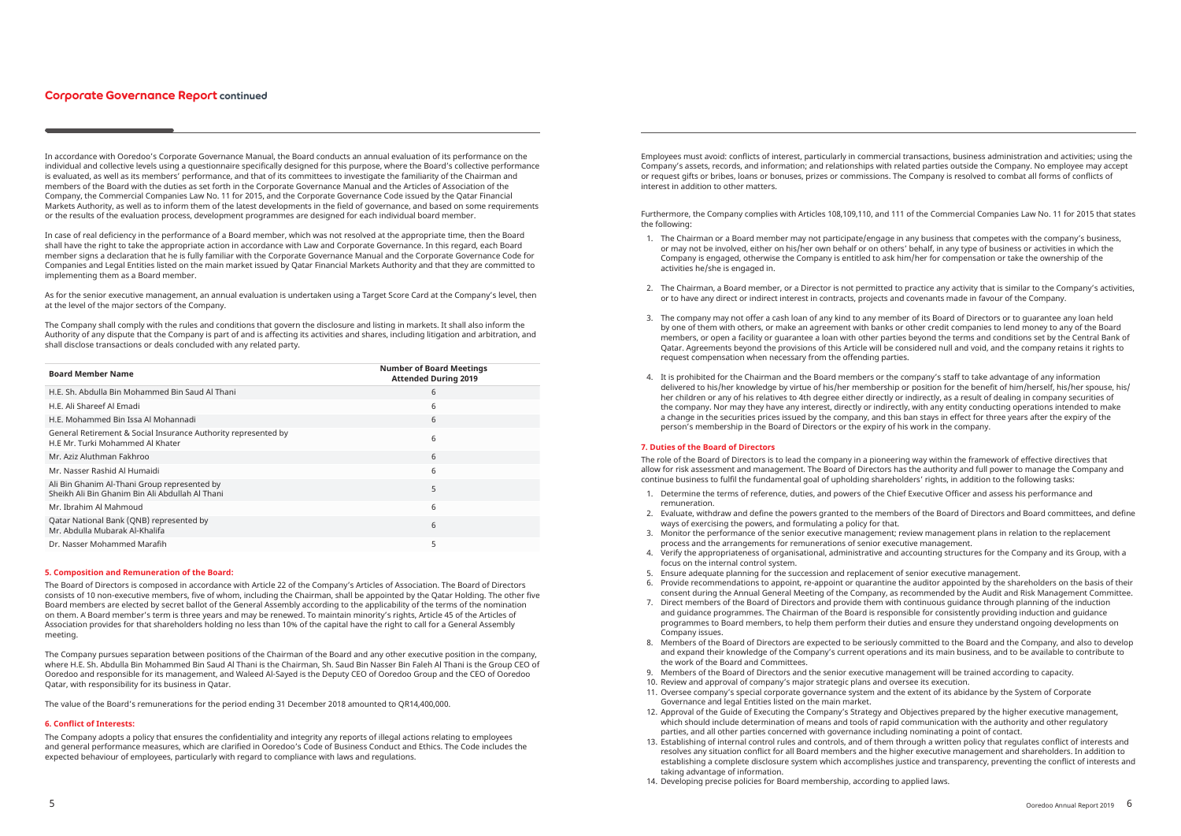In accordance with Ooredoo's Corporate Governance Manual, the Board conducts an annual evaluation of its performance on the individual and collective levels using a questionnaire specifically designed for this purpose, where the Board's collective performance is evaluated, as well as its members' performance, and that of its committees to investigate the familiarity of the Chairman and members of the Board with the duties as set forth in the Corporate Governance Manual and the Articles of Association of the Company, the Commercial Companies Law No. 11 for 2015, and the Corporate Governance Code issued by the Qatar Financial Markets Authority, as well as to inform them of the latest developments in the field of governance, and based on some requirements or the results of the evaluation process, development programmes are designed for each individual board member.

In case of real deficiency in the performance of a Board member, which was not resolved at the appropriate time, then the Board shall have the right to take the appropriate action in accordance with Law and Corporate Governance. In this regard, each Board member signs a declaration that he is fully familiar with the Corporate Governance Manual and the Corporate Governance Code for Companies and Legal Entities listed on the main market issued by Qatar Financial Markets Authority and that they are committed to implementing them as a Board member.

As for the senior executive management, an annual evaluation is undertaken using a Target Score Card at the Company's level, then at the level of the major sectors of the Company.

The Company shall comply with the rules and conditions that govern the disclosure and listing in markets. It shall also inform the Authority of any dispute that the Company is part of and is affecting its activities and shares, including litigation and arbitration, and shall disclose transactions or deals concluded with any related party.

| Board Member Name | Number of Board Meetings Attended During 2019 |
|---|---|
| H.E. Sh. Abdulla Bin Mohammed Bin Saud Al Thani | 6 |
| H.E. Ali Shareef Al Emadi | 6 |
| H.E. Mohammed Bin Issa Al Mohannadi | 6 |
| General Retirement & Social Insurance Authority represented by H.E Mr. Turki Mohammed Al Khater | 6 |
| Mr. Aziz Aluthman Fakhroo | 6 |
| Mr. Nasser Rashid Al Humaidi | 6 |
| Ali Bin Ghanim Al-Thani Group represented by Sheikh Ali Bin Ghanim Bin Ali Abdullah Al Thani | 5 |
| Mr. Ibrahim Al Mahmoud | 6 |
| Qatar National Bank (QNB) represented by Mr. Abdulla Mubarak Al-Khalifa | 6 |
| Dr. Nasser Mohammed Marafih | 5 |

#### 5. Composition and Remuneration of the Board:

The Board of Directors is composed in accordance with Article 22 of the Company's Articles of Association. The Board of Directors consists of 10 non-executive members, five of whom, including the Chairman, shall be appointed by the Qatar Holding. The other five Board members are elected by secret ballot of the General Assembly according to the applicability of the terms of the nomination on them. A Board member's term is three years and may be renewed. To maintain minority's rights, Article 45 of the Articles of Association provides for that shareholders holding no less than 10% of the capital have the right to call for a General Assembly meeting.

The Company pursues separation between positions of the Chairman of the Board and any other executive position in the company, where H.E. Sh. Abdulla Bin Mohammed Bin Saud Al Thani is the Chairman, Sh. Saud Bin Nasser Bin Faleh Al Thani is the Group CEO of Ooredoo and responsible for its management, and Waleed Al-Sayed is the Deputy CEO of Ooredoo Group and the CEO of Ooredoo Qatar, with responsibility for its business in Qatar.

The value of the Board's remunerations for the period ending 31 December 2018 amounted to QR14,400,000.

#### 6. Conflict of Interests:

The Company adopts a policy that ensures the confidentiality and integrity any reports of illegal actions relating to employees and general performance measures, which are clarified in Ooredoo's Code of Business Conduct and Ethics. The Code includes the expected behaviour of employees, particularly with regard to compliance with laws and regulations.

Employees must avoid: conflicts of interest, particularly in commercial transactions, business administration and activities; using the Company's assets, records, and information; and relationships with related parties outside the Company. No employee may accept or request gifts or bribes, loans or bonuses, prizes or commissions. The Company is resolved to combat all forms of conflicts of interest in addition to other matters.

Furthermore, the Company complies with Articles 108,109,110, and 111 of the Commercial Companies Law No. 11 for 2015 that states the following:

1. The Chairman or a Board member may not participate/engage in any business that competes with the company's business, or may not be involved, either on his/her own behalf or on others' behalf, in any type of business or activities in which the Company is engaged, otherwise the Company is entitled to ask him/her for compensation or take the ownership of the activities he/she is engaged in.
2. The Chairman, a Board member, or a Director is not permitted to practice any activity that is similar to the Company's activities, or to have any direct or indirect interest in contracts, projects and covenants made in favour of the Company.
3. The company may not offer a cash loan of any kind to any member of its Board of Directors or to guarantee any loan held by one of them with others, or make an agreement with banks or other credit companies to lend money to any of the Board members, or open a facility or guarantee a loan with other parties beyond the terms and conditions set by the Central Bank of Qatar. Agreements beyond the provisions of this Article will be considered null and void, and the company retains it rights to request compensation when necessary from the offending parties.
4. It is prohibited for the Chairman and the Board members or the company's staff to take advantage of any information delivered to his/her knowledge by virtue of his/her membership or position for the benefit of him/herself, his/her spouse, his/her children or any of his relatives to 4th degree either directly or indirectly, as a result of dealing in company securities of the company. Nor may they have any interest, directly or indirectly, with any entity conducting operations intended to make a change in the securities prices issued by the company, and this ban stays in effect for three years after the expiry of the person's membership in the Board of Directors or the expiry of his work in the company.

#### 7. Duties of the Board of Directors

The role of the Board of Directors is to lead the company in a pioneering way within the framework of effective directives that allow for risk assessment and management. The Board of Directors has the authority and full power to manage the Company and continue business to fulfil the fundamental goal of upholding shareholders' rights, in addition to the following tasks:

1. Determine the terms of reference, duties, and powers of the Chief Executive Officer and assess his performance and remuneration.
2. Evaluate, withdraw and define the powers granted to the members of the Board of Directors and Board committees, and define ways of exercising the powers, and formulating a policy for that.
3. Monitor the performance of the senior executive management; review management plans in relation to the replacement process and the arrangements for remunerations of senior executive management.
4. Verify the appropriateness of organisational, administrative and accounting structures for the Company and its Group, with a focus on the internal control system.
5. Ensure adequate planning for the succession and replacement of senior executive management.
6. Provide recommendations to appoint, re-appoint or quarantine the auditor appointed by the shareholders on the basis of their consent during the Annual General Meeting of the Company, as recommended by the Audit and Risk Management Committee.
7. Direct members of the Board of Directors and provide them with continuous guidance through planning of the induction and guidance programmes. The Chairman of the Board is responsible for consistently providing induction and guidance programmes to Board members, to help them perform their duties and ensure they understand ongoing developments on Company issues.
8. Members of the Board of Directors are expected to be seriously committed to the Board and the Company, and also to develop and expand their knowledge of the Company's current operations and its main business, and to be available to contribute to the work of the Board and Committees.
9. Members of the Board of Directors and the senior executive management will be trained according to capacity.
10. Review and approval of company's major strategic plans and oversee its execution.
11. Oversee company's special corporate governance system and the extent of its abidance by the System of Corporate Governance and legal Entities listed on the main market.
12. Approval of the Guide of Executing the Company's Strategy and Objectives prepared by the higher executive management, which should include determination of means and tools of rapid communication with the authority and other regulatory parties, and all other parties concerned with governance including nominating a point of contact.
13. Establishing of internal control rules and controls, and of them through a written policy that regulates conflict of interests and resolves any situation conflict for all Board members and the higher executive management and shareholders. In addition to establishing a complete disclosure system which accomplishes justice and transparency, preventing the conflict of interests and taking advantage of information.
14. Developing precise policies for Board membership, according to applied laws.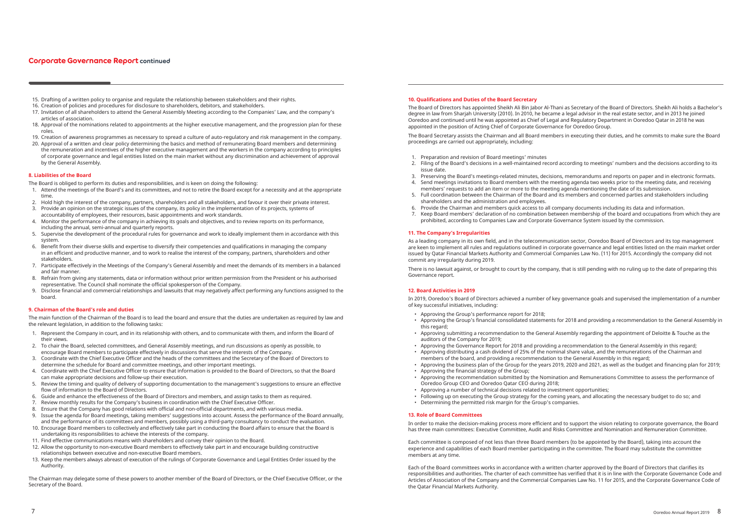15. Drafting of a written policy to organise and regulate the relationship between stakeholders and their rights.
16. Creation of policies and procedures for disclosure to shareholders, debitors, and stakeholders.
17. Invitation of all shareholders to attend the General Assembly Meeting according to the Companies' Law, and the company's articles of association.
18. Approval of the nominations related to appointments at the higher executive management, and the progression plan for these roles.
19. Creation of awareness programmes as necessary to spread a culture of auto-regulatory and risk management in the company.
20. Approval of a written and clear policy determining the basics and method of remunerating Board members and determining the remuneration and incentives of the higher executive management and the workers in the company according to principles of corporate governance and legal entities listed on the main market without any discrimination and achievement of approval by the General Assembly.

#### 8. Liabilities of the Board

The Board is obliged to perform its duties and responsibilities, and is keen on doing the following:

1. Attend the meetings of the Board's and its committees, and not to retire the Board except for a necessity and at the appropriate time.
2. Hold high the interest of the company, partners, shareholders and all stakeholders, and favour it over their private interest.
3. Provide an opinion on the strategic issues of the company, its policy in the implementation of its projects, systems of accountability of employees, their resources, basic appointments and work standards.
4. Monitor the performance of the company in achieving its goals and objectives, and to review reports on its performance, including the annual, semi-annual and quarterly reports.
5. Supervise the development of the procedural rules for governance and work to ideally implement them in accordance with this system.
6. Benefit from their diverse skills and expertise to diversify their competencies and qualifications in managing the company in an efficient and productive manner, and to work to realise the interest of the company, partners, shareholders and other stakeholders.
7. Participate effectively in the Meetings of the Company's General Assembly and meet the demands of its members in a balanced and fair manner.
8. Refrain from giving any statements, data or information without prior written permission from the President or his authorised representative. The Council shall nominate the official spokesperson of the Company.
9. Disclose financial and commercial relationships and lawsuits that may negatively affect performing any functions assigned to the board.

#### 9. Chairman of the Board's role and duties

The main function of the Chairman of the Board is to lead the board and ensure that the duties are undertaken as required by law and the relevant legislation, in addition to the following tasks:

1. Represent the Company in court, and in its relationship with others, and to communicate with them, and inform the Board of their views.
2. To chair the Board, selected committees, and General Assembly meetings, and run discussions as openly as possible, to encourage Board members to participate effectively in discussions that serve the interests of the Company.
3. Coordinate with the Chief Executive Officer and the heads of the committees and the Secretary of the Board of Directors to determine the schedule for Board and committee meetings, and other important meetings.
4. Coordinate with the Chief Executive Officer to ensure that information is provided to the Board of Directors, so that the Board can make appropriate decisions and follow-up their execution.
5. Review the timing and quality of delivery of supporting documentation to the management's suggestions to ensure an effective flow of information to the Board of Directors.
6. Guide and enhance the effectiveness of the Board of Directors and members, and assign tasks to them as required.
7. Review monthly results for the Company's business in coordination with the Chief Executive Officer.
8. Ensure that the Company has good relations with official and non-official departments, and with various media.
9. Issue the agenda for Board meetings, taking members' suggestions into account. Assess the performance of the Board annually, and the performance of its committees and members, possibly using a third-party consultancy to conduct the evaluation.
10. Encourage Board members to collectively and effectively take part in conducting the Board affairs to ensure that the Board is undertaking its responsibilities to achieve the interests of the company.
11. Find effective communications means with shareholders and convey their opinion to the Board.
12. Allow the opportunity to non-executive Board members to effectively take part in and encourage building constructive relationships between executive and non-executive Board members.
13. Keep the members always abreast of execution of the rulings of Corporate Governance and Legal Entities Order issued by the Authority.

The Chairman may delegate some of these powers to another member of the Board of Directors, or the Chief Executive Officer, or the Secretary of the Board.

#### 10. Qualifications and Duties of the Board Secretary

The Board of Directors has appointed Sheikh Ali Bin Jabor Al-Thani as Secretary of the Board of Directors. Sheikh Ali holds a Bachelor's degree in law from Sharjah University (2010). In 2010, he became a legal advisor in the real estate sector, and in 2013 he joined Ooredoo and continued until he was appointed as Chief of Legal and Regulatory Department in Ooredoo Qatar in 2018 he was appointed in the position of Acting Chief of Corporate Governance for Ooredoo Group.

The Board Secretary assists the Chairman and all Board members in executing their duties, and he commits to make sure the Board proceedings are carried out appropriately, including:

1. Preparation and revision of Board meetings' minutes
2. Filing of the Board's decisions in a well-maintained record according to meetings' numbers and the decisions according to its issue date.
3. Preserving the Board's meetings-related minutes, decisions, memorandums and reports on paper and in electronic formats.
4. Send meetings invitations to Board members with the meeting agenda two weeks prior to the meeting date, and receiving members' requests to add an item or more to the meeting agenda mentioning the date of its submission.
5. Full coordination between the Chairman of the Board and its members and concerned parties and stakeholders including shareholders and the administration and employees.
6. Provide the Chairman and members quick access to all company documents including its data and information.
7. Keep Board members' declaration of no combination between membership of the board and occupations from which they are prohibited, according to Companies Law and Corporate Governance System issued by the commission.

#### 11. The Company's Irregularities

As a leading company in its own field, and in the telecommunication sector, Ooredoo Board of Directors and its top management are keen to implement all rules and regulations outlined in corporate governance and legal entities listed on the main market order issued by Qatar Financial Markets Authority and Commercial Companies Law No. (11) for 2015. Accordingly the company did not commit any irregularity during 2019.

There is no lawsuit against, or brought to court by the company, that is still pending with no ruling up to the date of preparing this Governance report.

#### 12. Board Activities in 2019

In 2019, Ooredoo's Board of Directors achieved a number of key governance goals and supervised the implementation of a number of key successful initiatives, including:

- Approving the Group's performance report for 2018;
- Approving the Group's financial consolidated statements for 2018 and providing a recommendation to the General Assembly in this regard;
- Approving submitting a recommendation to the General Assembly regarding the appointment of Deloitte & Touche as the auditors of the Company for 2019;
- Approving the Governance Report for 2018 and providing a recommendation to the General Assembly in this regard;
- Approving distributing a cash dividend of 25% of the nominal share value, and the remunerations of the Chairman and members of the board, and providing a recommendation to the General Assembly in this regard;
- Approving the business plan of the Group for the years 2019, 2020 and 2021, as well as the budget and financing plan for 2019;
- Approving the financial strategy of the Group;
- Approving the recommendation submitted by the Nomination and Remunerations Committee to assess the performance of Ooredoo Group CEO and Ooredoo Qatar CEO during 2018;
- Approving a number of technical decisions related to investment opportunities;
- Following up on executing the Group strategy for the coming years, and allocating the necessary budget to do so; and
- Determining the permitted risk margin for the Group's companies.

#### 13. Role of Board Committees

In order to make the decision-making process more efficient and to support the vision relating to corporate governance, the Board has three main committees: Executive Committee, Audit and Risks Committee and Nomination and Remuneration Committee.

Each committee is composed of not less than three Board members (to be appointed by the Board), taking into account the experience and capabilities of each Board member participating in the committee. The Board may substitute the committee members at any time.

Each of the Board committees works in accordance with a written charter approved by the Board of Directors that clarifies its responsibilities and authorities. The charter of each committee has verified that it is in line with the Corporate Governance Code and Articles of Association of the Company and the Commercial Companies Law No. 11 for 2015, and the Corporate Governance Code of the Qatar Financial Markets Authority.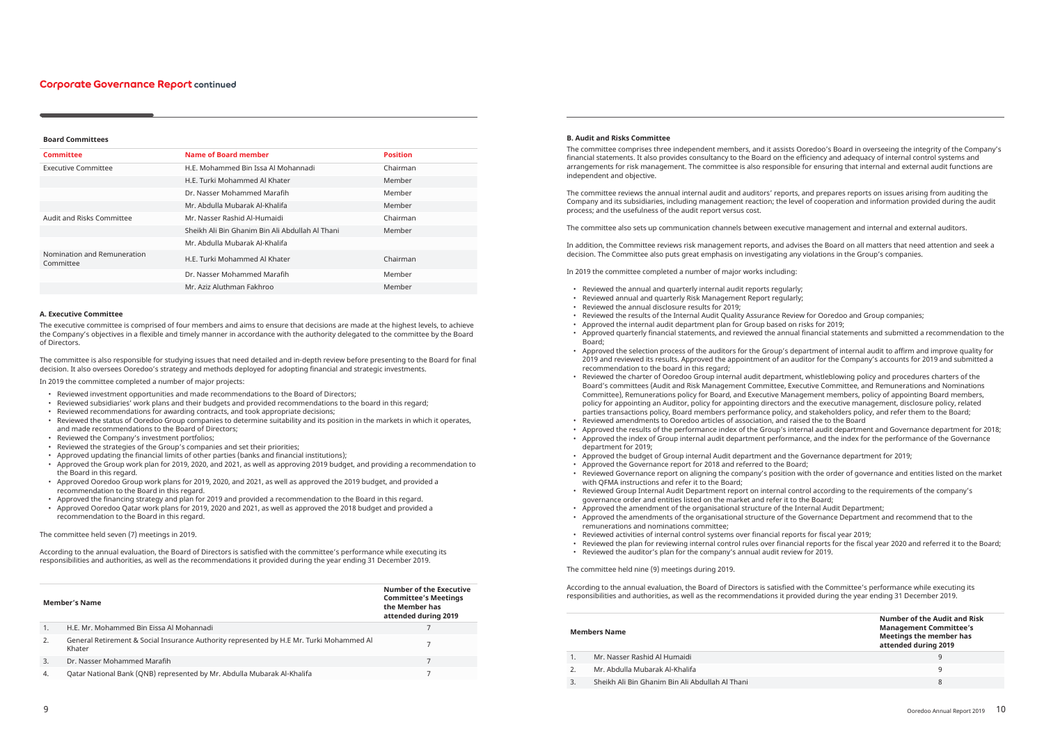## Corporate Governance Report continued

### Board Committees

| Committee | Name of Board member | Position |
|---|---|---|
| Executive Committee | H.E. Mohammed Bin Issa Al Mohannadi | Chairman |
| | H.E. Turki Mohammed Al Khater | Member |
| | Dr. Nasser Mohammed Marafih | Member |
| | Mr. Abdulla Mubarak Al-Khalifa | Member |
| Audit and Risks Committee | Mr. Nasser Rashid Al-Humaidi | Chairman |
| | Sheikh Ali Bin Ghanim Bin Ali Abdullah Al Thani | Member |
| | Mr. Abdulla Mubarak Al-Khalifa | |
| Nomination and Remuneration Committee | H.E. Turki Mohammed Al Khater | Chairman |
| | Dr. Nasser Mohammed Marafih | Member |
| | Mr. Aziz Aluthman Fakhroo | Member |

#### A. Executive Committee

The executive committee is comprised of four members and aims to ensure that decisions are made at the highest levels, to achieve the Company's objectives in a flexible and timely manner in accordance with the authority delegated to the committee by the Board of Directors.

The committee is also responsible for studying issues that need detailed and in-depth review before presenting to the Board for final decision. It also oversees Ooredoo's strategy and methods deployed for adopting financial and strategic investments.

In 2019 the committee completed a number of major projects:

- Reviewed investment opportunities and made recommendations to the Board of Directors;
- Reviewed subsidiaries' work plans and their budgets and provided recommendations to the board in this regard;
- Reviewed recommendations for awarding contracts, and took appropriate decisions;
- Reviewed the status of Ooredoo Group companies to determine suitability and its position in the markets in which it operates, and made recommendations to the Board of Directors;
- Reviewed the Company's investment portfolios;
- Reviewed the strategies of the Group's companies and set their priorities;
- Approved updating the financial limits of other parties (banks and financial institutions);
- Approved the Group work plan for 2019, 2020, and 2021, as well as approving 2019 budget, and providing a recommendation to the Board in this regard.
- Approved Ooredoo Group work plans for 2019, 2020, and 2021, as well as approved the 2019 budget, and provided a recommendation to the Board in this regard.
- Approved the financing strategy and plan for 2019 and provided a recommendation to the Board in this regard.
- Approved Ooredoo Qatar work plans for 2019, 2020 and 2021, as well as approved the 2018 budget and provided a recommendation to the Board in this regard.

The committee held seven (7) meetings in 2019.

According to the annual evaluation, the Board of Directors is satisfied with the committee's performance while executing its responsibilities and authorities, as well as the recommendations it provided during the year ending 31 December 2019.

| | Member's Name | Number of the Executive Committee's Meetings the Member has attended during 2019 |
|---|---|---|
| 1. | H.E. Mr. Mohammed Bin Eissa Al Mohannadi | 7 |
| 2. | General Retirement & Social Insurance Authority represented by H.E Mr. Turki Mohammed Al Khater | 7 |
| 3. | Dr. Nasser Mohammed Marafih | 7 |
| 4. | Qatar National Bank (QNB) represented by Mr. Abdulla Mubarak Al-Khalifa | 7 |

#### B. Audit and Risks Committee

The committee comprises three independent members, and it assists Ooredoo's Board in overseeing the integrity of the Company's financial statements. It also provides consultancy to the Board on the efficiency and adequacy of internal control systems and arrangements for risk management. The committee is also responsible for ensuring that internal and external audit functions are independent and objective.

The committee reviews the annual internal audit and auditors' reports, and prepares reports on issues arising from auditing the Company and its subsidiaries, including management reaction; the level of cooperation and information provided during the audit process; and the usefulness of the audit report versus cost.

The committee also sets up communication channels between executive management and internal and external auditors.

In addition, the Committee reviews risk management reports, and advises the Board on all matters that need attention and seek a decision. The Committee also puts great emphasis on investigating any violations in the Group's companies.

In 2019 the committee completed a number of major works including:

- Reviewed the annual and quarterly internal audit reports regularly;
- Reviewed annual and quarterly Risk Management Report regularly;
- Reviewed the annual disclosure results for 2019;
- Reviewed the results of the Internal Audit Quality Assurance Review for Ooredoo and Group companies;
- Approved the internal audit department plan for Group based on risks for 2019;
- Approved quarterly financial statements, and reviewed the annual financial statements and submitted a recommendation to the Board;
- Approved the selection process of the auditors for the Group's department of internal audit to affirm and improve quality for 2019 and reviewed its results. Approved the appointment of an auditor for the Company's accounts for 2019 and submitted a recommendation to the board in this regard;
- Reviewed the charter of Ooredoo Group internal audit department, whistleblowing policy and procedures charters of the Board's committees (Audit and Risk Management Committee, Executive Committee, and Remunerations and Nominations Committee), Remunerations policy for Board, and Executive Management members, policy of appointing Board members, policy for appointing an Auditor, policy for appointing directors and the executive management, disclosure policy, related parties transactions policy, Board members performance policy, and stakeholders policy, and refer them to the Board;
- Reviewed amendments to Ooredoo articles of association, and raised the to the Board
- Approved the results of the performance index of the Group's internal audit department and Governance department for 2018;
- Approved the index of Group internal audit department performance, and the index for the performance of the Governance department for 2019;
- Approved the budget of Group internal Audit department and the Governance department for 2019;
- Approved the Governance report for 2018 and referred to the Board;
- Reviewed Governance report on aligning the company's position with the order of governance and entities listed on the market with QFMA instructions and refer it to the Board;
- Reviewed Group Internal Audit Department report on internal control according to the requirements of the company's governance order and entities listed on the market and refer it to the Board;
- Approved the amendment of the organisational structure of the Internal Audit Department;
- Approved the amendments of the organisational structure of the Governance Department and recommend that to the remunerations and nominations committee;
- Reviewed activities of internal control systems over financial reports for fiscal year 2019;
- Reviewed the plan for reviewing internal control rules over financial reports for the fiscal year 2020 and referred it to the Board;
- Reviewed the auditor's plan for the company's annual audit review for 2019.

The committee held nine (9) meetings during 2019.

According to the annual evaluation, the Board of Directors is satisfied with the Committee's performance while executing its responsibilities and authorities, as well as the recommendations it provided during the year ending 31 December 2019.

| | Members Name | Number of the Audit and Risk Management Committee's Meetings the member has attended during 2019 |
|---|---|---|
| 1. | Mr. Nasser Rashid Al Humaidi | 9 |
| 2. | Mr. Abdulla Mubarak Al-Khalifa | 9 |
| 3. | Sheikh Ali Bin Ghanim Bin Ali Abdullah Al Thani | 8 |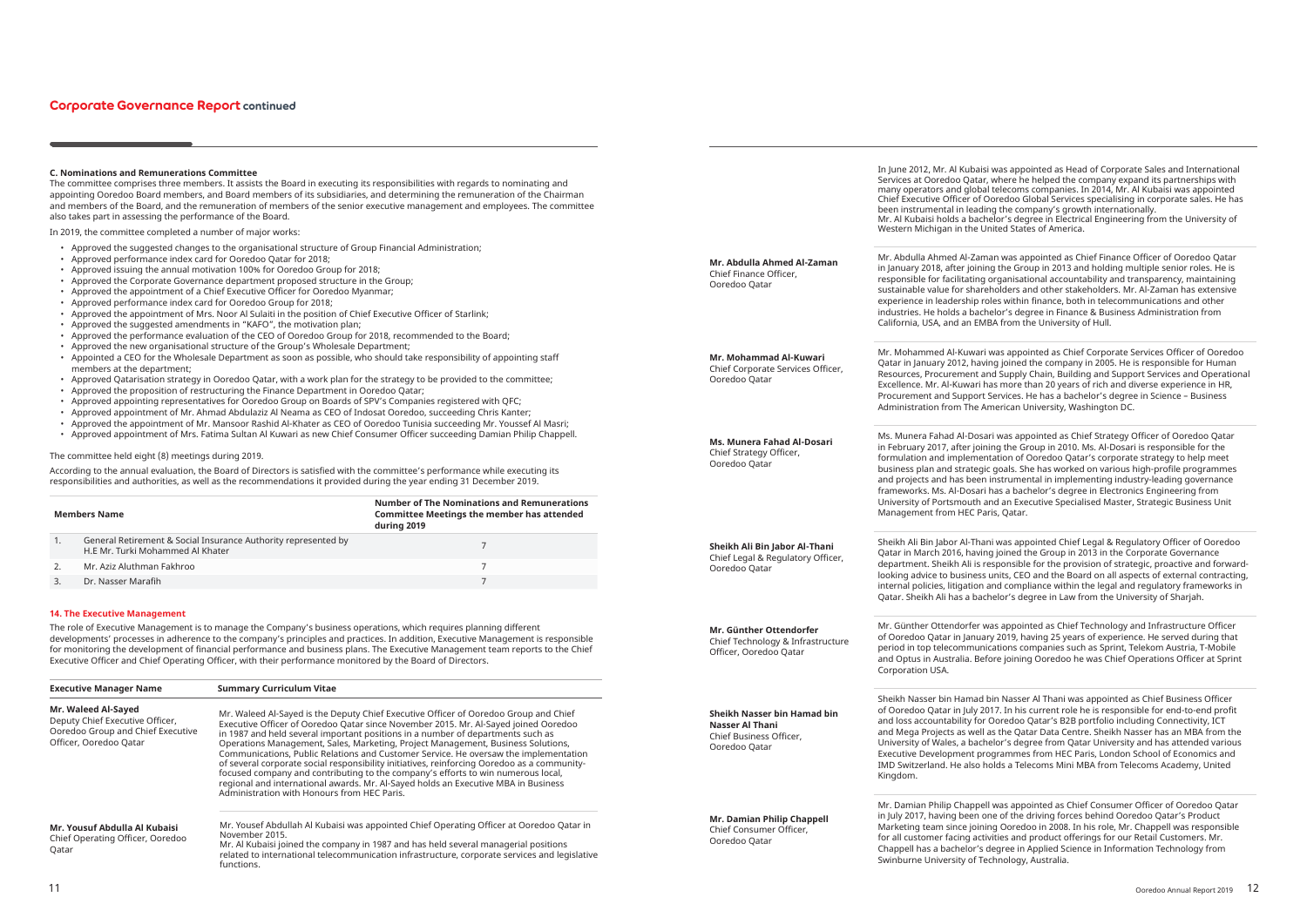## C. Nominations and Remunerations Committee

The committee comprises three members. It assists the Board in executing its responsibilities with regards to nominating and appointing Ooredoo Board members, and Board members of its subsidiaries, and determining the remuneration of the Chairman and members of the Board, and the remuneration of members of the senior executive management and employees. The committee also takes part in assessing the performance of the Board.

In 2019, the committee completed a number of major works:

- Approved the suggested changes to the organisational structure of Group Financial Administration;
- Approved performance index card for Ooredoo Qatar for 2018;
- Approved issuing the annual motivation 100% for Ooredoo Group for 2018;
- Approved the Corporate Governance department proposed structure in the Group;
- Approved the appointment of a Chief Executive Officer for Ooredoo Myanmar;
- Approved performance index card for Ooredoo Group for 2018;
- Approved the appointment of Mrs. Noor Al Sulaiti in the position of Chief Executive Officer of Starlink;
- Approved the suggested amendments in "KAFO", the motivation plan;
- Approved the performance evaluation of the CEO of Ooredoo Group for 2018, recommended to the Board;
- Approved the new organisational structure of the Group's Wholesale Department;
- Appointed a CEO for the Wholesale Department as soon as possible, who should take responsibility of appointing staff members at the department;
- Approved Qatarisation strategy in Ooredoo Qatar, with a work plan for the strategy to be provided to the committee;
- Approved the proposition of restructuring the Finance Department in Ooredoo Qatar;
- Approved appointing representatives for Ooredoo Group on Boards of SPV's Companies registered with QFC;
- Approved appointment of Mr. Ahmad Abdulaziz Al Neama as CEO of Indosat Ooredoo, succeeding Chris Kanter;
- Approved the appointment of Mr. Mansoor Rashid Al-Khater as CEO of Ooredoo Tunisia succeeding Mr. Youssef Al Masri;
- Approved appointment of Mrs. Fatima Sultan Al Kuwari as new Chief Consumer Officer succeeding Damian Philip Chappell.

The committee held eight (8) meetings during 2019.

According to the annual evaluation, the Board of Directors is satisfied with the committee's performance while executing its responsibilities and authorities, as well as the recommendations it provided during the year ending 31 December 2019.

| | Members Name | Number of The Nominations and Remunerations Committee Meetings the member has attended during 2019 |
|---|---|---|
| 1. | General Retirement & Social Insurance Authority represented by H.E Mr. Turki Mohammed Al Khater | 7 |
| 2. | Mr. Aziz Aluthman Fakhroo | 7 |
| 3. | Dr. Nasser Marafih | 7 |

## 14. The Executive Management

The role of Executive Management is to manage the Company's business operations, which requires planning different developments' processes in adherence to the company's principles and practices. In addition, Executive Management is responsible for monitoring the development of financial performance and business plans. The Executive Management team reports to the Chief Executive Officer and Chief Operating Officer, with their performance monitored by the Board of Directors.

| Executive Manager Name | Summary Curriculum Vitae |
|---|---|
| **Mr. Waleed Al-Sayed** Deputy Chief Executive Officer, Ooredoo Group and Chief Executive Officer, Ooredoo Qatar | Mr. Waleed Al-Sayed is the Deputy Chief Executive Officer of Ooredoo Group and Chief Executive Officer of Ooredoo Qatar since November 2015. Mr. Al-Sayed joined Ooredoo in 1987 and held several important positions in a number of departments such as Operations Management, Sales, Marketing, Project Management, Business Solutions, Communications, Public Relations and Customer Service. He oversaw the implementation of several corporate social responsibility initiatives, reinforcing Ooredoo as a community-focused company and contributing to the company's efforts to win numerous local, regional and international awards. Mr. Al-Sayed holds an Executive MBA in Business Administration with Honours from HEC Paris. |
| **Mr. Yousuf Abdulla Al Kubaisi** Chief Operating Officer, Ooredoo Qatar | Mr. Yousef Abdullah Al Kubaisi was appointed Chief Operating Officer at Ooredoo Qatar in November 2015. Mr. Al Kubaisi joined the company in 1987 and has held several managerial positions related to international telecommunication infrastructure, corporate services and legislative functions. In June 2012, Mr. Al Kubaisi was appointed as Head of Corporate Sales and International Services at Ooredoo Qatar, where he helped the company expand its partnerships with many operators and global telecoms companies. In 2014, Mr. Al Kubaisi was appointed Chief Executive Officer of Ooredoo Global Services specialising in corporate sales. He has been instrumental in leading the company's growth internationally. Mr. Al Kubaisi holds a bachelor's degree in Electrical Engineering from the University of Western Michigan in the United States of America. |
| **Mr. Abdulla Ahmed Al-Zaman** Chief Finance Officer, Ooredoo Qatar | Mr. Abdulla Ahmed Al-Zaman was appointed as Chief Finance Officer of Ooredoo Qatar in January 2018, after joining the Group in 2013 and holding multiple senior roles. He is responsible for facilitating organisational accountability and transparency, maintaining sustainable value for shareholders and other stakeholders. Mr. Al-Zaman has extensive experience in leadership roles within finance, both in telecommunications and other industries. He holds a bachelor's degree in Finance & Business Administration from California, USA, and an EMBA from the University of Hull. |
| **Mr. Mohammad Al-Kuwari** Chief Corporate Services Officer, Ooredoo Qatar | Mr. Mohammed Al-Kuwari was appointed as Chief Corporate Services Officer of Ooredoo Qatar in January 2012, having joined the company in 2005. He is responsible for Human Resources, Procurement and Supply Chain, Building and Support Services and Operational Excellence. Mr. Al-Kuwari has more than 20 years of rich and diverse experience in HR, Procurement and Support Services. He has a bachelor's degree in Science – Business Administration from The American University, Washington DC. |
| **Ms. Munera Fahad Al-Dosari** Chief Strategy Officer, Ooredoo Qatar | Ms. Munera Fahad Al-Dosari was appointed as Chief Strategy Officer of Ooredoo Qatar in February 2017, after joining the Group in 2010. Ms. Al-Dosari is responsible for the formulation and implementation of Ooredoo Qatar's corporate strategy to help meet business plan and strategic goals. She has worked on various high-profile programmes and projects and has been instrumental in implementing industry-leading governance frameworks. Ms. Al-Dosari has a bachelor's degree in Electronics Engineering from University of Portsmouth and an Executive Specialised Master, Strategic Business Unit Management from HEC Paris, Qatar. |
| **Sheikh Ali Bin Jabor Al-Thani** Chief Legal & Regulatory Officer, Ooredoo Qatar | Sheikh Ali Bin Jabor Al-Thani was appointed Chief Legal & Regulatory Officer of Ooredoo Qatar in March 2016, having joined the Group in 2013 in the Corporate Governance department. Sheikh Ali is responsible for the provision of strategic, proactive and forward-looking advice to business units, CEO and the Board on all aspects of external contracting, internal policies, litigation and compliance within the legal and regulatory frameworks in Qatar. Sheikh Ali has a bachelor's degree in Law from the University of Sharjah. |
| **Mr. Günther Ottendorfer** Chief Technology & Infrastructure Officer, Ooredoo Qatar | Mr. Günther Ottendorfer was appointed as Chief Technology and Infrastructure Officer of Ooredoo Qatar in January 2019, having 25 years of experience. He served during that period in top telecommunications companies such as Sprint, Telekom Austria, T-Mobile and Optus in Australia. Before joining Ooredoo he was Chief Operations Officer at Sprint Corporation USA. |
| **Sheikh Nasser bin Hamad bin Nasser Al Thani** Chief Business Officer, Ooredoo Qatar | Sheikh Nasser bin Hamad bin Nasser Al Thani was appointed as Chief Business Officer of Ooredoo Qatar in July 2017. In his current role he is responsible for end-to-end profit and loss accountability for Ooredoo Qatar's B2B portfolio including Connectivity, ICT and Mega Projects as well as the Qatar Data Centre. Sheikh Nasser has an MBA from the University of Wales, a bachelor's degree from Qatar University and has attended various Executive Development programmes from HEC Paris, London School of Economics and IMD Switzerland. He also holds a Telecoms Mini MBA from Telecoms Academy, United Kingdom. |
| **Mr. Damian Philip Chappell** Chief Consumer Officer, Ooredoo Qatar | Mr. Damian Philip Chappell was appointed as Chief Consumer Officer of Ooredoo Qatar in July 2017, having been one of the driving forces behind Ooredoo Qatar's Product Marketing team since joining Ooredoo in 2008. In his role, Mr. Chappell was responsible for all customer facing activities and product offerings for our Retail Customers. Mr. Chappell has a bachelor's degree in Applied Science in Information Technology from Swinburne University of Technology, Australia. |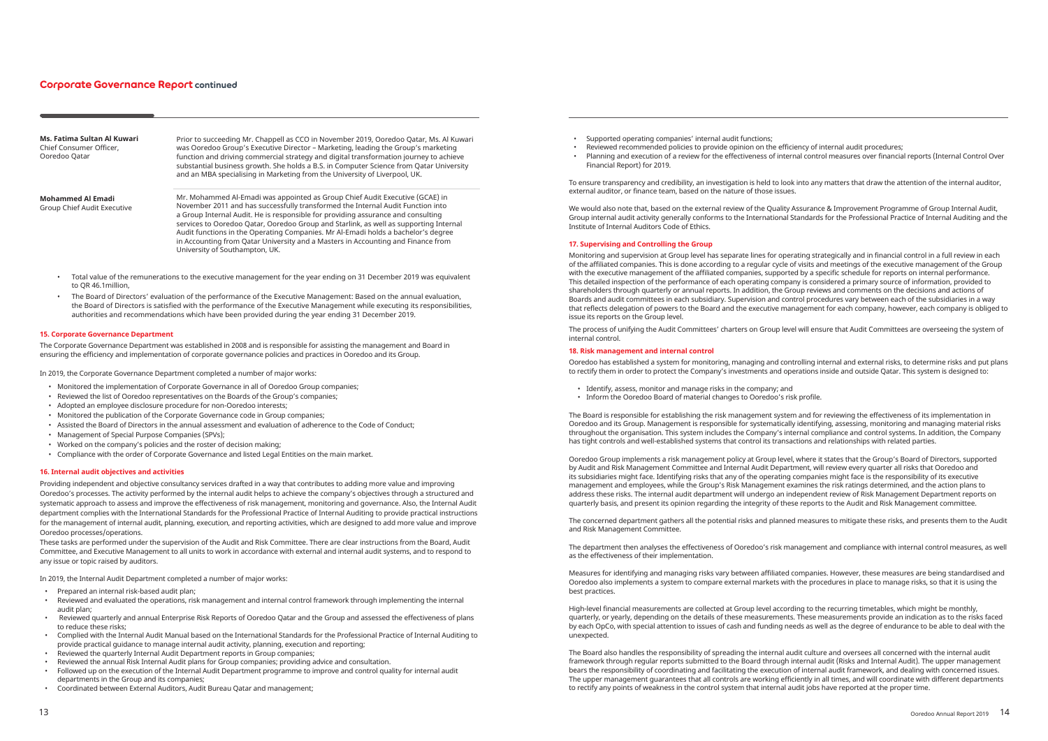## Corporate Governance Report continued

| | |
|---|---|
| **Ms. Fatima Sultan Al Kuwari**<br>Chief Consumer Officer,<br>Ooredoo Qatar | Prior to succeeding Mr. Chappell as CCO in November 2019, Ooredoo Qatar, Ms. Al Kuwari was Ooredoo Group's Executive Director – Marketing, leading the Group's marketing function and driving commercial strategy and digital transformation journey to achieve substantial business growth. She holds a B.S. in Computer Science from Qatar University and an MBA specialising in Marketing from the University of Liverpool, UK. |
| **Mohammed Al Emadi**<br>Group Chief Audit Executive | Mr. Mohammed Al-Emadi was appointed as Group Chief Audit Executive (GCAE) in November 2011 and has successfully transformed the Internal Audit Function into a Group Internal Audit. He is responsible for providing assurance and consulting services to Ooredoo Qatar, Ooredoo Group and Starlink, as well as supporting Internal Audit functions in the Operating Companies. Mr Al-Emadi holds a bachelor's degree in Accounting from Qatar University and a Masters in Accounting and Finance from University of Southampton, UK. |

- Total value of the remunerations to the executive management for the year ending on 31 December 2019 was equivalent to QR 46.1million,
- The Board of Directors' evaluation of the performance of the Executive Management: Based on the annual evaluation, the Board of Directors is satisfied with the performance of the Executive Management while executing its responsibilities, authorities and recommendations which have been provided during the year ending 31 December 2019.

### 15. Corporate Governance Department

The Corporate Governance Department was established in 2008 and is responsible for assisting the management and Board in ensuring the efficiency and implementation of corporate governance policies and practices in Ooredoo and its Group.

In 2019, the Corporate Governance Department completed a number of major works:

- Monitored the implementation of Corporate Governance in all of Ooredoo Group companies;
- Reviewed the list of Ooredoo representatives on the Boards of the Group's companies;
- Adopted an employee disclosure procedure for non-Ooredoo interests;
- Monitored the publication of the Corporate Governance code in Group companies;
- Assisted the Board of Directors in the annual assessment and evaluation of adherence to the Code of Conduct;
- Management of Special Purpose Companies (SPVs);
- Worked on the company's policies and the roster of decision making;
- Compliance with the order of Corporate Governance and listed Legal Entities on the main market.

### 16. Internal audit objectives and activities

Providing independent and objective consultancy services drafted in a way that contributes to adding more value and improving Ooredoo's processes. The activity performed by the internal audit helps to achieve the company's objectives through a structured and systematic approach to assess and improve the effectiveness of risk management, monitoring and governance. Also, the Internal Audit department complies with the International Standards for the Professional Practice of Internal Auditing to provide practical instructions for the management of internal audit, planning, execution, and reporting activities, which are designed to add more value and improve Ooredoo processes/operations.

These tasks are performed under the supervision of the Audit and Risk Committee. There are clear instructions from the Board, Audit Committee, and Executive Management to all units to work in accordance with external and internal audit systems, and to respond to any issue or topic raised by auditors.

In 2019, the Internal Audit Department completed a number of major works:

- Prepared an internal risk-based audit plan;
- Reviewed and evaluated the operations, risk management and internal control framework through implementing the internal audit plan;
- Reviewed quarterly and annual Enterprise Risk Reports of Ooredoo Qatar and the Group and assessed the effectiveness of plans to reduce these risks;
- Complied with the Internal Audit Manual based on the International Standards for the Professional Practice of Internal Auditing to provide practical guidance to manage internal audit activity, planning, execution and reporting;
- Reviewed the quarterly Internal Audit Department reports in Group companies;
- Reviewed the annual Risk Internal Audit plans for Group companies; providing advice and consultation.
- Followed up on the execution of the Internal Audit Department programme to improve and control quality for internal audit departments in the Group and its companies;
- Coordinated between External Auditors, Audit Bureau Qatar and management;
- Supported operating companies' internal audit functions;
- Reviewed recommended policies to provide opinion on the efficiency of internal audit procedures;
- Planning and execution of a review for the effectiveness of internal control measures over financial reports (Internal Control Over Financial Report) for 2019.

To ensure transparency and credibility, an investigation is held to look into any matters that draw the attention of the internal auditor, external auditor, or finance team, based on the nature of those issues.

We would also note that, based on the external review of the Quality Assurance & Improvement Programme of Group Internal Audit, Group internal audit activity generally conforms to the International Standards for the Professional Practice of Internal Auditing and the Institute of Internal Auditors Code of Ethics.

### 17. Supervising and Controlling the Group

Monitoring and supervision at Group level has separate lines for operating strategically and in financial control in a full review in each of the affiliated companies. This is done according to a regular cycle of visits and meetings of the executive management of the Group with the executive management of the affiliated companies, supported by a specific schedule for reports on internal performance. This detailed inspection of the performance of each operating company is considered a primary source of information, provided to shareholders through quarterly or annual reports. In addition, the Group reviews and comments on the decisions and actions of Boards and audit committees in each subsidiary. Supervision and control procedures vary between each of the subsidiaries in a way that reflects delegation of powers to the Board and the executive management for each company, however, each company is obliged to issue its reports on the Group level.

The process of unifying the Audit Committees' charters on Group level will ensure that Audit Committees are overseeing the system of internal control.

### 18. Risk management and internal control

Ooredoo has established a system for monitoring, managing and controlling internal and external risks, to determine risks and put plans to rectify them in order to protect the Company's investments and operations inside and outside Qatar. This system is designed to:

- Identify, assess, monitor and manage risks in the company; and
- Inform the Ooredoo Board of material changes to Ooredoo's risk profile.

The Board is responsible for establishing the risk management system and for reviewing the effectiveness of its implementation in Ooredoo and its Group. Management is responsible for systematically identifying, assessing, monitoring and managing material risks throughout the organisation. This system includes the Company's internal compliance and control systems. In addition, the Company has tight controls and well-established systems that control its transactions and relationships with related parties.

Ooredoo Group implements a risk management policy at Group level, where it states that the Group's Board of Directors, supported by Audit and Risk Management Committee and Internal Audit Department, will review every quarter all risks that Ooredoo and its subsidiaries might face. Identifying risks that any of the operating companies might face is the responsibility of its executive management and employees, while the Group's Risk Management examines the risk ratings determined, and the action plans to address these risks. The internal audit department will undergo an independent review of Risk Management Department reports on quarterly basis, and present its opinion regarding the integrity of these reports to the Audit and Risk Management committee.

The concerned department gathers all the potential risks and planned measures to mitigate these risks, and presents them to the Audit and Risk Management Committee.

The department then analyses the effectiveness of Ooredoo's risk management and compliance with internal control measures, as well as the effectiveness of their implementation.

Measures for identifying and managing risks vary between affiliated companies. However, these measures are being standardised and Ooredoo also implements a system to compare external markets with the procedures in place to manage risks, so that it is using the best practices.

High-level financial measurements are collected at Group level according to the recurring timetables, which might be monthly, quarterly, or yearly, depending on the details of these measurements. These measurements provide an indication as to the risks faced by each OpCo, with special attention to issues of cash and funding needs as well as the degree of endurance to be able to deal with the unexpected.

The Board also handles the responsibility of spreading the internal audit culture and oversees all concerned with the internal audit framework through regular reports submitted to the Board through internal audit (Risks and Internal Audit). The upper management bears the responsibility of coordinating and facilitating the execution of internal audit framework, and dealing with concerned issues. The upper management guarantees that all controls are working efficiently in all times, and will coordinate with different departments to rectify any points of weakness in the control system that internal audit jobs have reported at the proper time.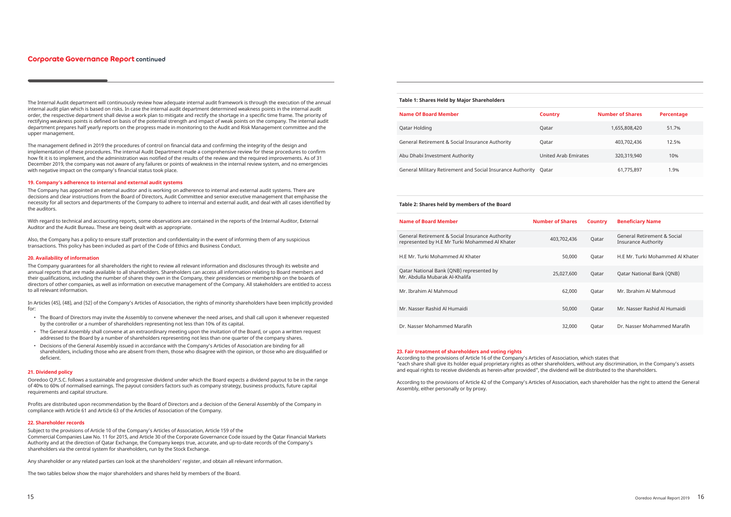The Internal Audit department will continuously review how adequate internal audit framework is through the execution of the annual internal audit plan which is based on risks. In case the internal audit department determined weakness points in the internal audit order, the respective department shall devise a work plan to mitigate and rectify the shortage in a specific time frame. The priority of rectifying weakness points is defined on basis of the potential strength and impact of weak points on the company. The internal audit department prepares half yearly reports on the progress made in monitoring to the Audit and Risk Management committee and the upper management.

The management defined in 2019 the procedures of control on financial data and confirming the integrity of the design and implementation of these procedures. The internal Audit Department made a comprehensive review for these procedures to confirm how fit it is to implement, and the administration was notified of the results of the review and the required improvements. As of 31 December 2019, the company was not aware of any failures or points of weakness in the internal review system, and no emergencies with negative impact on the company's financial status took place.

### 19. Company's adherence to internal and external audit systems

The Company has appointed an external auditor and is working on adherence to internal and external audit systems. There are decisions and clear instructions from the Board of Directors, Audit Committee and senior executive management that emphasise the necessity for all sectors and departments of the Company to adhere to internal and external audit, and deal with all cases identified by the auditors.

With regard to technical and accounting reports, some observations are contained in the reports of the Internal Auditor, External Auditor and the Audit Bureau. These are being dealt with as appropriate.

Also, the Company has a policy to ensure staff protection and confidentiality in the event of informing them of any suspicious transactions. This policy has been included as part of the Code of Ethics and Business Conduct.

### 20. Availability of information

The Company guarantees for all shareholders the right to review all relevant information and disclosures through its website and annual reports that are made available to all shareholders. Shareholders can access all information relating to Board members and their qualifications, including the number of shares they own in the Company, their presidencies or membership on the boards of directors of other companies, as well as information on executive management of the Company. All stakeholders are entitled to access to all relevant information.

In Articles (45), (48), and (52) of the Company's Articles of Association, the rights of minority shareholders have been implicitly provided for:

- The Board of Directors may invite the Assembly to convene whenever the need arises, and shall call upon it whenever requested by the controller or a number of shareholders representing not less than 10% of its capital.
- The General Assembly shall convene at an extraordinary meeting upon the invitation of the Board, or upon a written request addressed to the Board by a number of shareholders representing not less than one quarter of the company shares.
- Decisions of the General Assembly issued in accordance with the Company's Articles of Association are binding for all shareholders, including those who are absent from them, those who disagree with the opinion, or those who are disqualified or deficient.

### 21. Dividend policy

Ooredoo Q.P.S.C. follows a sustainable and progressive dividend under which the Board expects a dividend payout to be in the range of 40% to 60% of normalised earnings. The payout considers factors such as company strategy, business products, future capital requirements and capital structure.

Profits are distributed upon recommendation by the Board of Directors and a decision of the General Assembly of the Company in compliance with Article 61 and Article 63 of the Articles of Association of the Company.

### 22. Shareholder records

Subject to the provisions of Article 10 of the Company's Articles of Association, Article 159 of the Commercial Companies Law No. 11 for 2015, and Article 30 of the Corporate Governance Code issued by the Qatar Financial Markets Authority and at the direction of Qatar Exchange, the Company keeps true, accurate, and up-to-date records of the Company's shareholders via the central system for shareholders, run by the Stock Exchange.

Any shareholder or any related parties can look at the shareholders' register, and obtain all relevant information.

The two tables below show the major shareholders and shares held by members of the Board.

**Table 1: Shares Held by Major Shareholders**

| Name Of Board Member | Country | Number of Shares | Percentage |
|---|---|---|---|
| Qatar Holding | Qatar | 1,655,808,420 | 51.7% |
| General Retirement & Social Insurance Authority | Qatar | 403,702,436 | 12.5% |
| Abu Dhabi Investment Authority | United Arab Emirates | 320,319,940 | 10% |
| General Military Retirement and Social Insurance Authority | Qatar | 61,775,897 | 1.9% |

**Table 2: Shares held by members of the Board**

| Name of Board Member | Number of Shares | Country | Beneficiary Name |
|---|---|---|---|
| General Retirement & Social Insurance Authority represented by H.E Mr Turki Mohammed Al Khater | 403,702,436 | Qatar | General Retirement & Social Insurance Authority |
| H.E Mr. Turki Mohammed Al Khater | 50,000 | Qatar | H.E Mr. Turki Mohammed Al Khater |
| Qatar National Bank (QNB) represented by Mr. Abdulla Mubarak Al-Khalifa | 25,027,600 | Qatar | Qatar National Bank (QNB) |
| Mr. Ibrahim Al Mahmoud | 62,000 | Qatar | Mr. Ibrahim Al Mahmoud |
| Mr. Nasser Rashid Al Humaidi | 50,000 | Qatar | Mr. Nasser Rashid Al Humaidi |
| Dr. Nasser Mohammed Marafih | 32,000 | Qatar | Dr. Nasser Mohammed Marafih |

### 23. Fair treatment of shareholders and voting rights

According to the provisions of Article 16 of the Company's Articles of Association, which states that "each share shall give its holder equal proprietary rights as other shareholders, without any discrimination, in the Company's assets and equal rights to receive dividends as herein-after provided", the dividend will be distributed to the shareholders.

According to the provisions of Article 42 of the Company's Articles of Association, each shareholder has the right to attend the General Assembly, either personally or by proxy.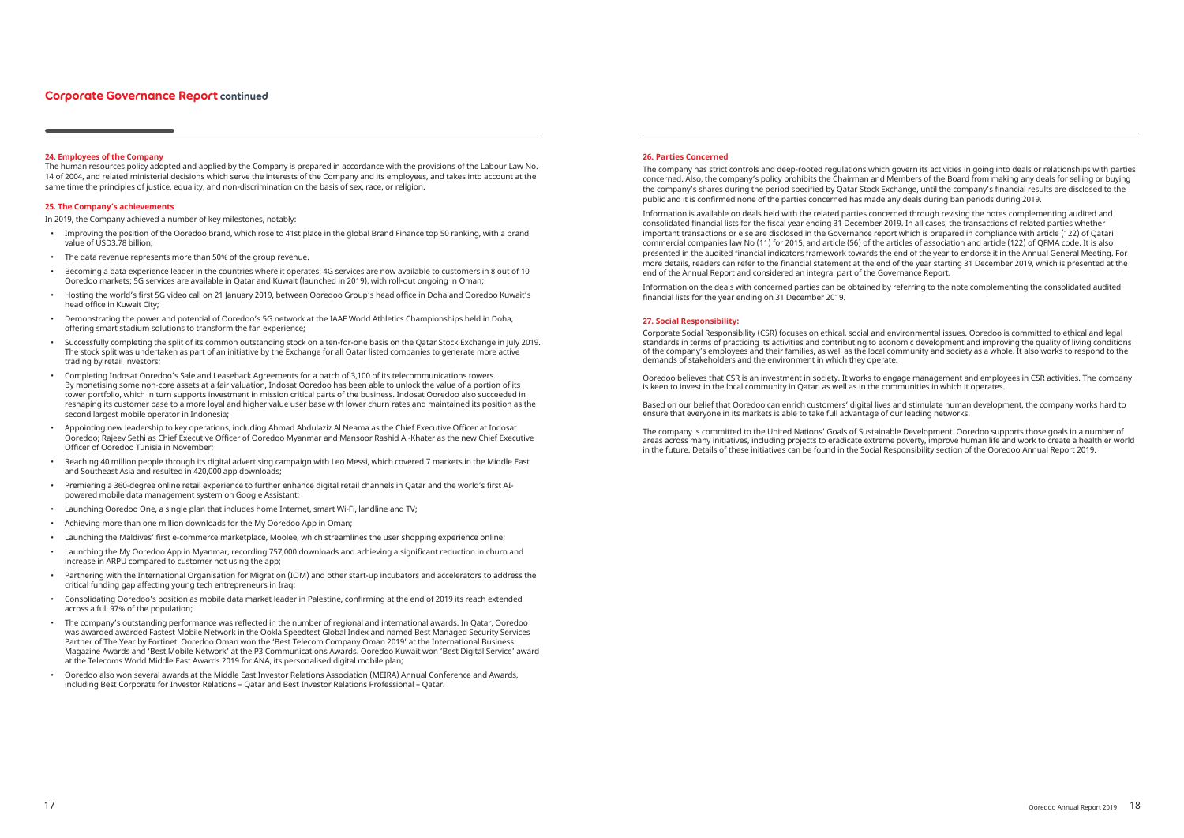# Corporate Governance Report continued

### 24. Employees of the Company

The human resources policy adopted and applied by the Company is prepared in accordance with the provisions of the Labour Law No. 14 of 2004, and related ministerial decisions which serve the interests of the Company and its employees, and takes into account at the same time the principles of justice, equality, and non-discrimination on the basis of sex, race, or religion.

### 25. The Company's achievements

In 2019, the Company achieved a number of key milestones, notably:

- Improving the position of the Ooredoo brand, which rose to 41st place in the global Brand Finance top 50 ranking, with a brand value of USD3.78 billion;
- The data revenue represents more than 50% of the group revenue.
- Becoming a data experience leader in the countries where it operates. 4G services are now available to customers in 8 out of 10 Ooredoo markets; 5G services are available in Qatar and Kuwait (launched in 2019), with roll-out ongoing in Oman;
- Hosting the world's first 5G video call on 21 January 2019, between Ooredoo Group's head office in Doha and Ooredoo Kuwait's head office in Kuwait City;
- Demonstrating the power and potential of Ooredoo's 5G network at the IAAF World Athletics Championships held in Doha, offering smart stadium solutions to transform the fan experience;
- Successfully completing the split of its common outstanding stock on a ten-for-one basis on the Qatar Stock Exchange in July 2019. The stock split was undertaken as part of an initiative by the Exchange for all Qatar listed companies to generate more active trading by retail investors;
- Completing Indosat Ooredoo's Sale and Leaseback Agreements for a batch of 3,100 of its telecommunications towers. By monetising some non-core assets at a fair valuation, Indosat Ooredoo has been able to unlock the value of a portion of its tower portfolio, which in turn supports investment in mission critical parts of the business. Indosat Ooredoo also succeeded in reshaping its customer base to a more loyal and higher value user base with lower churn rates and maintained its position as the second largest mobile operator in Indonesia;
- Appointing new leadership to key operations, including Ahmad Abdulaziz Al Neama as the Chief Executive Officer at Indosat Ooredoo; Rajeev Sethi as Chief Executive Officer of Ooredoo Myanmar and Mansoor Rashid Al-Khater as the new Chief Executive Officer of Ooredoo Tunisia in November;
- Reaching 40 million people through its digital advertising campaign with Leo Messi, which covered 7 markets in the Middle East and Southeast Asia and resulted in 420,000 app downloads;
- Premiering a 360-degree online retail experience to further enhance digital retail channels in Qatar and the world's first AI-powered mobile data management system on Google Assistant;
- Launching Ooredoo One, a single plan that includes home Internet, smart Wi-Fi, landline and TV;
- Achieving more than one million downloads for the My Ooredoo App in Oman;
- Launching the Maldives' first e-commerce marketplace, Moolee, which streamlines the user shopping experience online;
- Launching the My Ooredoo App in Myanmar, recording 757,000 downloads and achieving a significant reduction in churn and increase in ARPU compared to customer not using the app;
- Partnering with the International Organisation for Migration (IOM) and other start-up incubators and accelerators to address the critical funding gap affecting young tech entrepreneurs in Iraq;
- Consolidating Ooredoo's position as mobile data market leader in Palestine, confirming at the end of 2019 its reach extended across a full 97% of the population;
- The company's outstanding performance was reflected in the number of regional and international awards. In Qatar, Ooredoo was awarded awarded Fastest Mobile Network in the Ookla Speedtest Global Index and named Best Managed Security Services Partner of The Year by Fortinet. Ooredoo Oman won the 'Best Telecom Company Oman 2019' at the International Business Magazine Awards and 'Best Mobile Network' at the P3 Communications Awards. Ooredoo Kuwait won 'Best Digital Service' award at the Telecoms World Middle East Awards 2019 for ANA, its personalised digital mobile plan;
- Ooredoo also won several awards at the Middle East Investor Relations Association (MEIRA) Annual Conference and Awards, including Best Corporate for Investor Relations – Qatar and Best Investor Relations Professional – Qatar.

### 26. Parties Concerned

The company has strict controls and deep-rooted regulations which govern its activities in going into deals or relationships with parties concerned. Also, the company's policy prohibits the Chairman and Members of the Board from making any deals for selling or buying the company's shares during the period specified by Qatar Stock Exchange, until the company's financial results are disclosed to the public and it is confirmed none of the parties concerned has made any deals during ban periods during 2019.

Information is available on deals held with the related parties concerned through revising the notes complementing audited and consolidated financial lists for the fiscal year ending 31 December 2019. In all cases, the transactions of related parties whether important transactions or else are disclosed in the Governance report which is prepared in compliance with article (122) of Qatari commercial companies law No (11) for 2015, and article (56) of the articles of association and article (122) of QFMA code. It is also presented in the audited financial indicators framework towards the end of the year to endorse it in the Annual General Meeting. For more details, readers can refer to the financial statement at the end of the year starting 31 December 2019, which is presented at the end of the Annual Report and considered an integral part of the Governance Report.

Information on the deals with concerned parties can be obtained by referring to the note complementing the consolidated audited financial lists for the year ending on 31 December 2019.

### 27. Social Responsibility:

Corporate Social Responsibility (CSR) focuses on ethical, social and environmental issues. Ooredoo is committed to ethical and legal standards in terms of practicing its activities and contributing to economic development and improving the quality of living conditions of the company's employees and their families, as well as the local community and society as a whole. It also works to respond to the demands of stakeholders and the environment in which they operate.

Ooredoo believes that CSR is an investment in society. It works to engage management and employees in CSR activities. The company is keen to invest in the local community in Qatar, as well as in the communities in which it operates.

Based on our belief that Ooredoo can enrich customers' digital lives and stimulate human development, the company works hard to ensure that everyone in its markets is able to take full advantage of our leading networks.

The company is committed to the United Nations' Goals of Sustainable Development. Ooredoo supports those goals in a number of areas across many initiatives, including projects to eradicate extreme poverty, improve human life and work to create a healthier world in the future. Details of these initiatives can be found in the Social Responsibility section of the Ooredoo Annual Report 2019.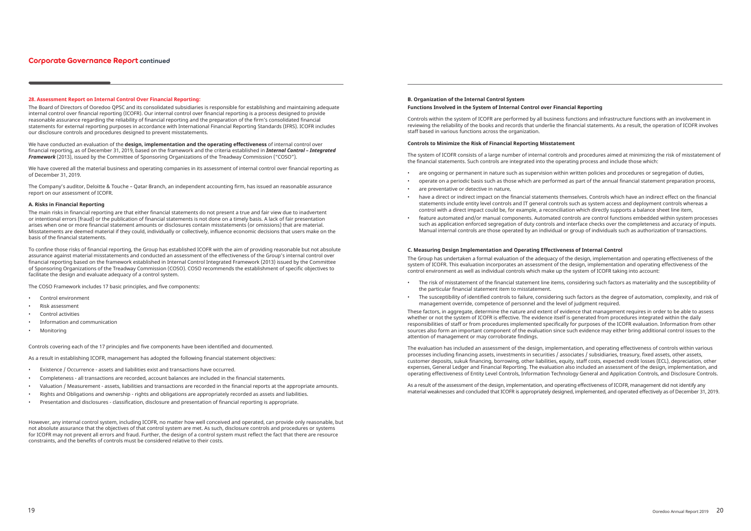## 28. Assessment Report on Internal Control Over Financial Reporting:

The Board of Directors of Ooredoo QPSC and its consolidated subsidiaries is responsible for establishing and maintaining adequate internal control over financial reporting (ICOFR). Our internal control over financial reporting is a process designed to provide reasonable assurance regarding the reliability of financial reporting and the preparation of the firm's consolidated financial statements for external reporting purposes in accordance with International Financial Reporting Standards (IFRS). ICOFR includes our disclosure controls and procedures designed to prevent misstatements.

We have conducted an evaluation of the **design, implementation and the operating effectiveness** of internal control over financial reporting, as of December 31, 2019, based on the framework and the criteria established in ***Internal Control – Integrated Framework*** (2013), issued by the Committee of Sponsoring Organizations of the Treadway Commission ("COSO").

We have covered all the material business and operating companies in its assessment of internal control over financial reporting as of December 31, 2019.

The Company's auditor, Deloitte & Touche – Qatar Branch, an independent accounting firm, has issued an reasonable assurance report on our assessment of ICOFR.

### A. Risks in Financial Reporting

The main risks in financial reporting are that either financial statements do not present a true and fair view due to inadvertent or intentional errors (fraud) or the publication of financial statements is not done on a timely basis. A lack of fair presentation arises when one or more financial statement amounts or disclosures contain misstatements (or omissions) that are material. Misstatements are deemed material if they could, individually or collectively, influence economic decisions that users make on the basis of the financial statements.

To confine those risks of financial reporting, the Group has established ICOFR with the aim of providing reasonable but not absolute assurance against material misstatements and conducted an assessment of the effectiveness of the Group's internal control over financial reporting based on the framework established in Internal Control Integrated Framework (2013) issued by the Committee of Sponsoring Organizations of the Treadway Commission (COSO). COSO recommends the establishment of specific objectives to facilitate the design and evaluate adequacy of a control system.

The COSO Framework includes 17 basic principles, and five components:

- Control environment
- Risk assessment
- Control activities
- Information and communication
- Monitoring

Controls covering each of the 17 principles and five components have been identified and documented.

As a result in establishing ICOFR, management has adopted the following financial statement objectives:

- Existence / Occurrence - assets and liabilities exist and transactions have occurred.
- Completeness - all transactions are recorded, account balances are included in the financial statements.
- Valuation / Measurement - assets, liabilities and transactions are recorded in the financial reports at the appropriate amounts.
- Rights and Obligations and ownership - rights and obligations are appropriately recorded as assets and liabilities.
- Presentation and disclosures - classification, disclosure and presentation of financial reporting is appropriate.

However, any internal control system, including ICOFR, no matter how well conceived and operated, can provide only reasonable, but not absolute assurance that the objectives of that control system are met. As such, disclosure controls and procedures or systems for ICOFR may not prevent all errors and fraud. Further, the design of a control system must reflect the fact that there are resource constraints, and the benefits of controls must be considered relative to their costs.

### B. Organization of the Internal Control System

#### Functions Involved in the System of Internal Control over Financial Reporting

Controls within the system of ICOFR are performed by all business functions and infrastructure functions with an involvement in reviewing the reliability of the books and records that underlie the financial statements. As a result, the operation of ICOFR involves staff based in various functions across the organization.

#### Controls to Minimize the Risk of Financial Reporting Misstatement

The system of ICOFR consists of a large number of internal controls and procedures aimed at minimizing the risk of misstatement of the financial statements. Such controls are integrated into the operating process and include those which:

- are ongoing or permanent in nature such as supervision within written policies and procedures or segregation of duties,
- operate on a periodic basis such as those which are performed as part of the annual financial statement preparation process,
- are preventative or detective in nature,
- have a direct or indirect impact on the financial statements themselves. Controls which have an indirect effect on the financial statements include entity level controls and IT general controls such as system access and deployment controls whereas a control with a direct impact could be, for example, a reconciliation which directly supports a balance sheet line item,
- feature automated and/or manual components. Automated controls are control functions embedded within system processes such as application enforced segregation of duty controls and interface checks over the completeness and accuracy of inputs. Manual internal controls are those operated by an individual or group of individuals such as authorization of transactions.

### C. Measuring Design Implementation and Operating Effectiveness of Internal Control

The Group has undertaken a formal evaluation of the adequacy of the design, implementation and operating effectiveness of the system of ICOFR. This evaluation incorporates an assessment of the design, implementation and operating effectiveness of the control environment as well as individual controls which make up the system of ICOFR taking into account:

- The risk of misstatement of the financial statement line items, considering such factors as materiality and the susceptibility of the particular financial statement item to misstatement.
- The susceptibility of identified controls to failure, considering such factors as the degree of automation, complexity, and risk of management override, competence of personnel and the level of judgment required.

These factors, in aggregate, determine the nature and extent of evidence that management requires in order to be able to assess whether or not the system of ICOFR is effective. The evidence itself is generated from procedures integrated within the daily responsibilities of staff or from procedures implemented specifically for purposes of the ICOFR evaluation. Information from other sources also form an important component of the evaluation since such evidence may either bring additional control issues to the attention of management or may corroborate findings.

The evaluation has included an assessment of the design, implementation, and operating effectiveness of controls within various processes including financing assets, investments in securities / associates / subsidiaries, treasury, fixed assets, other assets, customer deposits, sukuk financing, borrowing, other liabilities, equity, staff costs, expected credit losses (ECL), depreciation, other expenses, General Ledger and Financial Reporting. The evaluation also included an assessment of the design, implementation, and operating effectiveness of Entity Level Controls, Information Technology General and Application Controls, and Disclosure Controls.

As a result of the assessment of the design, implementation, and operating effectiveness of ICOFR, management did not identify any material weaknesses and concluded that ICOFR is appropriately designed, implemented, and operated effectively as of December 31, 2019.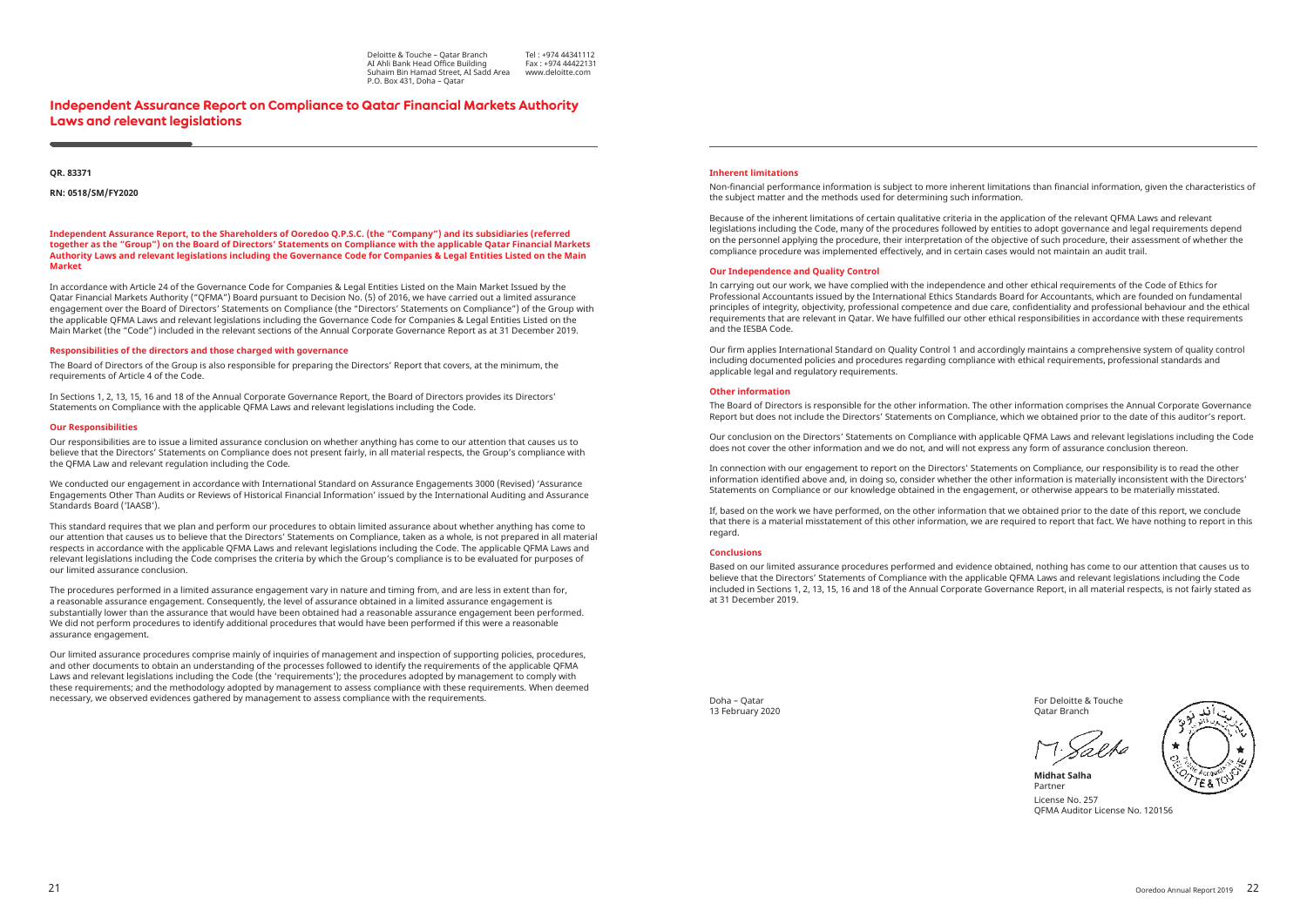Deloitte & Touche – Qatar Branch
Al Ahli Bank Head Office Building
Suhaim Bin Hamad Street, Al Sadd Area
P.O. Box 431, Doha – Qatar

Tel : +974 44341112
Fax : +974 44422131
www.deloitte.com

# Independent Assurance Report on Compliance to Qatar Financial Markets Authority Laws and relevant legislations

**QR. 83371**

**RN: 0518/SM/FY2020**

**Independent Assurance Report, to the Shareholders of Ooredoo Q.P.S.C. (the "Company") and its subsidiaries (referred together as the "Group") on the Board of Directors' Statements on Compliance with the applicable Qatar Financial Markets Authority Laws and relevant legislations including the Governance Code for Companies & Legal Entities Listed on the Main Market**

In accordance with Article 24 of the Governance Code for Companies & Legal Entities Listed on the Main Market Issued by the Qatar Financial Markets Authority ("QFMA") Board pursuant to Decision No. (5) of 2016, we have carried out a limited assurance engagement over the Board of Directors' Statements on Compliance (the "Directors' Statements on Compliance") of the Group with the applicable QFMA Laws and relevant legislations including the Governance Code for Companies & Legal Entities Listed on the Main Market (the "Code") included in the relevant sections of the Annual Corporate Governance Report as at 31 December 2019.

### Responsibilities of the directors and those charged with governance

The Board of Directors of the Group is also responsible for preparing the Directors' Report that covers, at the minimum, the requirements of Article 4 of the Code.

In Sections 1, 2, 13, 15, 16 and 18 of the Annual Corporate Governance Report, the Board of Directors provides its Directors' Statements on Compliance with the applicable QFMA Laws and relevant legislations including the Code.

### Our Responsibilities

Our responsibilities are to issue a limited assurance conclusion on whether anything has come to our attention that causes us to believe that the Directors' Statements on Compliance does not present fairly, in all material respects, the Group's compliance with the QFMA Law and relevant regulation including the Code.

We conducted our engagement in accordance with International Standard on Assurance Engagements 3000 (Revised) 'Assurance Engagements Other Than Audits or Reviews of Historical Financial Information' issued by the International Auditing and Assurance Standards Board ('IAASB').

This standard requires that we plan and perform our procedures to obtain limited assurance about whether anything has come to our attention that causes us to believe that the Directors' Statements on Compliance, taken as a whole, is not prepared in all material respects in accordance with the applicable QFMA Laws and relevant legislations including the Code. The applicable QFMA Laws and relevant legislations including the Code comprises the criteria by which the Group's compliance is to be evaluated for purposes of our limited assurance conclusion.

The procedures performed in a limited assurance engagement vary in nature and timing from, and are less in extent than for, a reasonable assurance engagement. Consequently, the level of assurance obtained in a limited assurance engagement is substantially lower than the assurance that would have been obtained had a reasonable assurance engagement been performed. We did not perform procedures to identify additional procedures that would have been performed if this were a reasonable assurance engagement.

Our limited assurance procedures comprise mainly of inquiries of management and inspection of supporting policies, procedures, and other documents to obtain an understanding of the processes followed to identify the requirements of the applicable QFMA Laws and relevant legislations including the Code (the 'requirements'); the procedures adopted by management to comply with these requirements; and the methodology adopted by management to assess compliance with these requirements. When deemed necessary, we observed evidences gathered by management to assess compliance with the requirements.

### Inherent limitations

Non-financial performance information is subject to more inherent limitations than financial information, given the characteristics of the subject matter and the methods used for determining such information.

Because of the inherent limitations of certain qualitative criteria in the application of the relevant QFMA Laws and relevant legislations including the Code, many of the procedures followed by entities to adopt governance and legal requirements depend on the personnel applying the procedure, their interpretation of the objective of such procedure, their assessment of whether the compliance procedure was implemented effectively, and in certain cases would not maintain an audit trail.

### Our Independence and Quality Control

In carrying out our work, we have complied with the independence and other ethical requirements of the Code of Ethics for Professional Accountants issued by the International Ethics Standards Board for Accountants, which are founded on fundamental principles of integrity, objectivity, professional competence and due care, confidentiality and professional behaviour and the ethical requirements that are relevant in Qatar. We have fulfilled our other ethical responsibilities in accordance with these requirements and the IESBA Code.

Our firm applies International Standard on Quality Control 1 and accordingly maintains a comprehensive system of quality control including documented policies and procedures regarding compliance with ethical requirements, professional standards and applicable legal and regulatory requirements.

### Other information

The Board of Directors is responsible for the other information. The other information comprises the Annual Corporate Governance Report but does not include the Directors' Statements on Compliance, which we obtained prior to the date of this auditor's report.

Our conclusion on the Directors' Statements on Compliance with applicable QFMA Laws and relevant legislations including the Code does not cover the other information and we do not, and will not express any form of assurance conclusion thereon.

In connection with our engagement to report on the Directors' Statements on Compliance, our responsibility is to read the other information identified above and, in doing so, consider whether the other information is materially inconsistent with the Directors' Statements on Compliance or our knowledge obtained in the engagement, or otherwise appears to be materially misstated.

If, based on the work we have performed, on the other information that we obtained prior to the date of this report, we conclude that there is a material misstatement of this other information, we are required to report that fact. We have nothing to report in this regard.

### Conclusions

Based on our limited assurance procedures performed and evidence obtained, nothing has come to our attention that causes us to believe that the Directors' Statements of Compliance with the applicable QFMA Laws and relevant legislations including the Code included in Sections 1, 2, 13, 15, 16 and 18 of the Annual Corporate Governance Report, in all material respects, is not fairly stated as at 31 December 2019.

Doha – Qatar
13 February 2020

For Deloitte & Touche
Qatar Branch

**Midhat Salha**
Partner
License No. 257
QFMA Auditor License No. 120156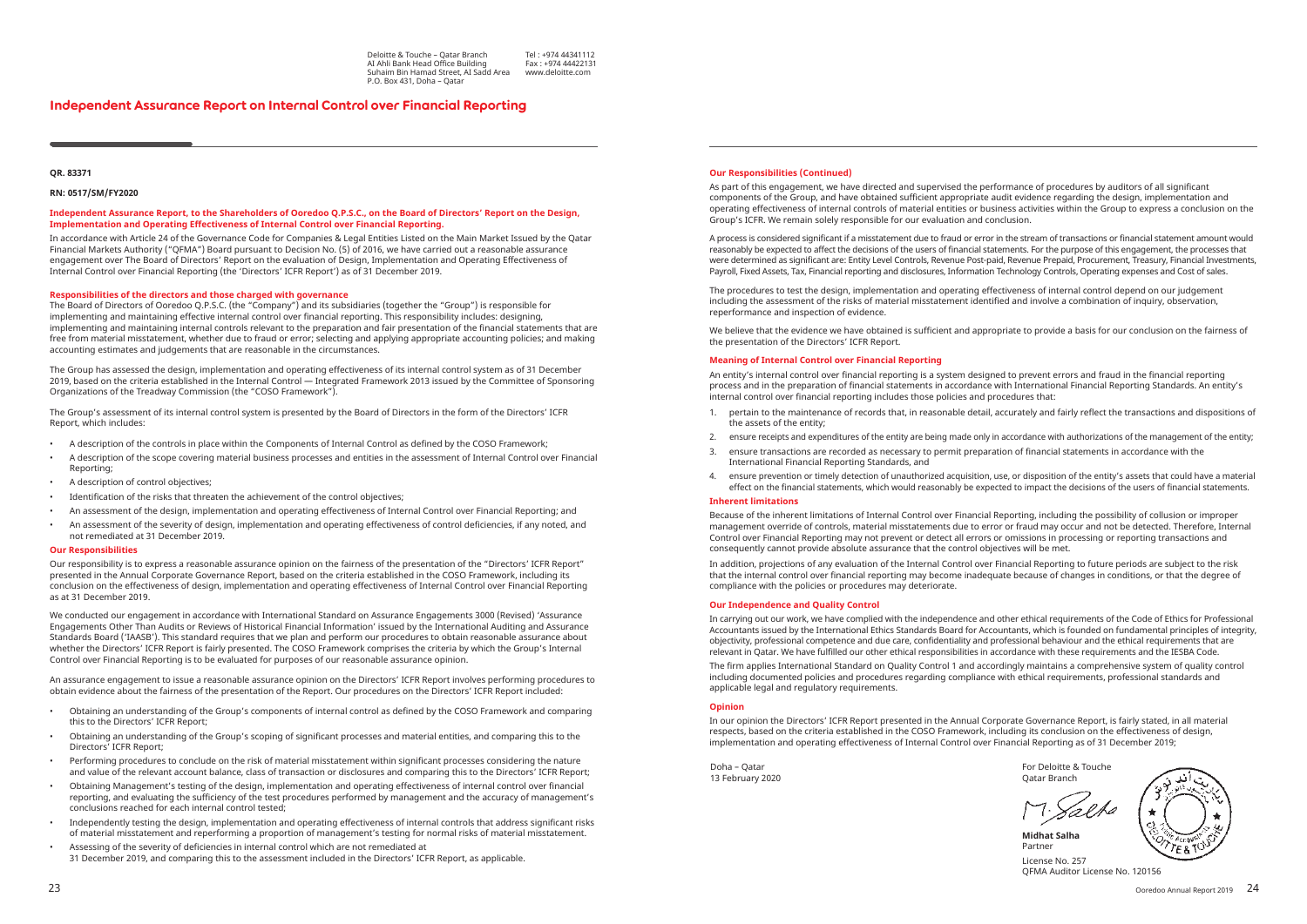Deloitte & Touche – Qatar Branch
Al Ahli Bank Head Office Building
Suhaim Bin Hamad Street, Al Sadd Area
P.O. Box 431, Doha – Qatar

Tel : +974 44341112
Fax : +974 44422131
www.deloitte.com

# Independent Assurance Report on Internal Control over Financial Reporting

**QR. 83371**

**RN: 0517/SM/FY2020**

**Independent Assurance Report, to the Shareholders of Ooredoo Q.P.S.C., on the Board of Directors' Report on the Design, Implementation and Operating Effectiveness of Internal Control over Financial Reporting.**

In accordance with Article 24 of the Governance Code for Companies & Legal Entities Listed on the Main Market Issued by the Qatar Financial Markets Authority ("QFMA") Board pursuant to Decision No. (5) of 2016, we have carried out a reasonable assurance engagement over The Board of Directors' Report on the evaluation of Design, Implementation and Operating Effectiveness of Internal Control over Financial Reporting (the 'Directors' ICFR Report') as of 31 December 2019.

## Responsibilities of the directors and those charged with governance

The Board of Directors of Ooredoo Q.P.S.C. (the "Company") and its subsidiaries (together the "Group") is responsible for implementing and maintaining effective internal control over financial reporting. This responsibility includes: designing, implementing and maintaining internal controls relevant to the preparation and fair presentation of the financial statements that are free from material misstatement, whether due to fraud or error; selecting and applying appropriate accounting policies; and making accounting estimates and judgements that are reasonable in the circumstances.

The Group has assessed the design, implementation and operating effectiveness of its internal control system as of 31 December 2019, based on the criteria established in the Internal Control — Integrated Framework 2013 issued by the Committee of Sponsoring Organizations of the Treadway Commission (the "COSO Framework").

The Group's assessment of its internal control system is presented by the Board of Directors in the form of the Directors' ICFR Report, which includes:

- A description of the controls in place within the Components of Internal Control as defined by the COSO Framework;
- A description of the scope covering material business processes and entities in the assessment of Internal Control over Financial Reporting;
- A description of control objectives;
- Identification of the risks that threaten the achievement of the control objectives;
- An assessment of the design, implementation and operating effectiveness of Internal Control over Financial Reporting; and
- An assessment of the severity of design, implementation and operating effectiveness of control deficiencies, if any noted, and not remediated at 31 December 2019.

## Our Responsibilities

Our responsibility is to express a reasonable assurance opinion on the fairness of the presentation of the "Directors' ICFR Report" presented in the Annual Corporate Governance Report, based on the criteria established in the COSO Framework, including its conclusion on the effectiveness of design, implementation and operating effectiveness of Internal Control over Financial Reporting as at 31 December 2019.

We conducted our engagement in accordance with International Standard on Assurance Engagements 3000 (Revised) 'Assurance Engagements Other Than Audits or Reviews of Historical Financial Information' issued by the International Auditing and Assurance Standards Board ('IAASB'). This standard requires that we plan and perform our procedures to obtain reasonable assurance about whether the Directors' ICFR Report is fairly presented. The COSO Framework comprises the criteria by which the Group's Internal Control over Financial Reporting is to be evaluated for purposes of our reasonable assurance opinion.

An assurance engagement to issue a reasonable assurance opinion on the Directors' ICFR Report involves performing procedures to obtain evidence about the fairness of the presentation of the Report. Our procedures on the Directors' ICFR Report included:

- Obtaining an understanding of the Group's components of internal control as defined by the COSO Framework and comparing this to the Directors' ICFR Report;
- Obtaining an understanding of the Group's scoping of significant processes and material entities, and comparing this to the Directors' ICFR Report;
- Performing procedures to conclude on the risk of material misstatement within significant processes considering the nature and value of the relevant account balance, class of transaction or disclosures and comparing this to the Directors' ICFR Report;
- Obtaining Management's testing of the design, implementation and operating effectiveness of internal control over financial reporting, and evaluating the sufficiency of the test procedures performed by management and the accuracy of management's conclusions reached for each internal control tested;
- Independently testing the design, implementation and operating effectiveness of internal controls that address significant risks of material misstatement and reperforming a proportion of management's testing for normal risks of material misstatement.
- Assessing of the severity of deficiencies in internal control which are not remediated at 31 December 2019, and comparing this to the assessment included in the Directors' ICFR Report, as applicable.

## Our Responsibilities (Continued)

As part of this engagement, we have directed and supervised the performance of procedures by auditors of all significant components of the Group, and have obtained sufficient appropriate audit evidence regarding the design, implementation and operating effectiveness of internal controls of material entities or business activities within the Group to express a conclusion on the Group's ICFR. We remain solely responsible for our evaluation and conclusion.

A process is considered significant if a misstatement due to fraud or error in the stream of transactions or financial statement amount would reasonably be expected to affect the decisions of the users of financial statements. For the purpose of this engagement, the processes that were determined as significant are: Entity Level Controls, Revenue Post-paid, Revenue Prepaid, Procurement, Treasury, Financial Investments, Payroll, Fixed Assets, Tax, Financial reporting and disclosures, Information Technology Controls, Operating expenses and Cost of sales.

The procedures to test the design, implementation and operating effectiveness of internal control depend on our judgement including the assessment of the risks of material misstatement identified and involve a combination of inquiry, observation, reperformance and inspection of evidence.

We believe that the evidence we have obtained is sufficient and appropriate to provide a basis for our conclusion on the fairness of the presentation of the Directors' ICFR Report.

## Meaning of Internal Control over Financial Reporting

An entity's internal control over financial reporting is a system designed to prevent errors and fraud in the financial reporting process and in the preparation of financial statements in accordance with International Financial Reporting Standards. An entity's internal control over financial reporting includes those policies and procedures that:

1. pertain to the maintenance of records that, in reasonable detail, accurately and fairly reflect the transactions and dispositions of the assets of the entity;
2. ensure receipts and expenditures of the entity are being made only in accordance with authorizations of the management of the entity;
3. ensure transactions are recorded as necessary to permit preparation of financial statements in accordance with the International Financial Reporting Standards, and
4. ensure prevention or timely detection of unauthorized acquisition, use, or disposition of the entity's assets that could have a material effect on the financial statements, which would reasonably be expected to impact the decisions of the users of financial statements.

## Inherent limitations

Because of the inherent limitations of Internal Control over Financial Reporting, including the possibility of collusion or improper management override of controls, material misstatements due to error or fraud may occur and not be detected. Therefore, Internal Control over Financial Reporting may not prevent or detect all errors or omissions in processing or reporting transactions and consequently cannot provide absolute assurance that the control objectives will be met.

In addition, projections of any evaluation of the Internal Control over Financial Reporting to future periods are subject to the risk that the internal control over financial reporting may become inadequate because of changes in conditions, or that the degree of compliance with the policies or procedures may deteriorate.

## Our Independence and Quality Control

In carrying out our work, we have complied with the independence and other ethical requirements of the Code of Ethics for Professional Accountants issued by the International Ethics Standards Board for Accountants, which is founded on fundamental principles of integrity, objectivity, professional competence and due care, confidentiality and professional behaviour and the ethical requirements that are relevant in Qatar. We have fulfilled our other ethical responsibilities in accordance with these requirements and the IESBA Code.

The firm applies International Standard on Quality Control 1 and accordingly maintains a comprehensive system of quality control including documented policies and procedures regarding compliance with ethical requirements, professional standards and applicable legal and regulatory requirements.

## Opinion

In our opinion the Directors' ICFR Report presented in the Annual Corporate Governance Report, is fairly stated, in all material respects, based on the criteria established in the COSO Framework, including its conclusion on the effectiveness of design, implementation and operating effectiveness of Internal Control over Financial Reporting as of 31 December 2019;

Doha – Qatar
13 February 2020

For Deloitte & Touche
Qatar Branch

**Midhat Salha**
Partner
License No. 257
QFMA Auditor License No. 120156